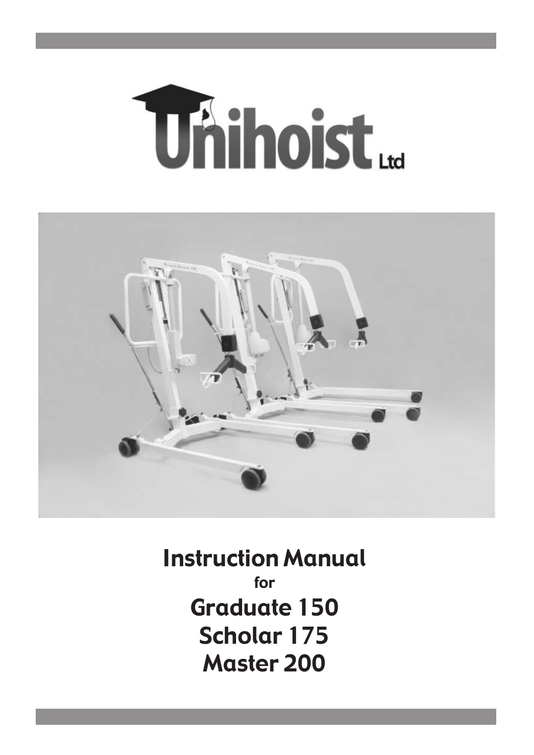# Unihoist Ltd

# Instruction Manual

for

## Graduate 150
## Scholar 175
## Master 200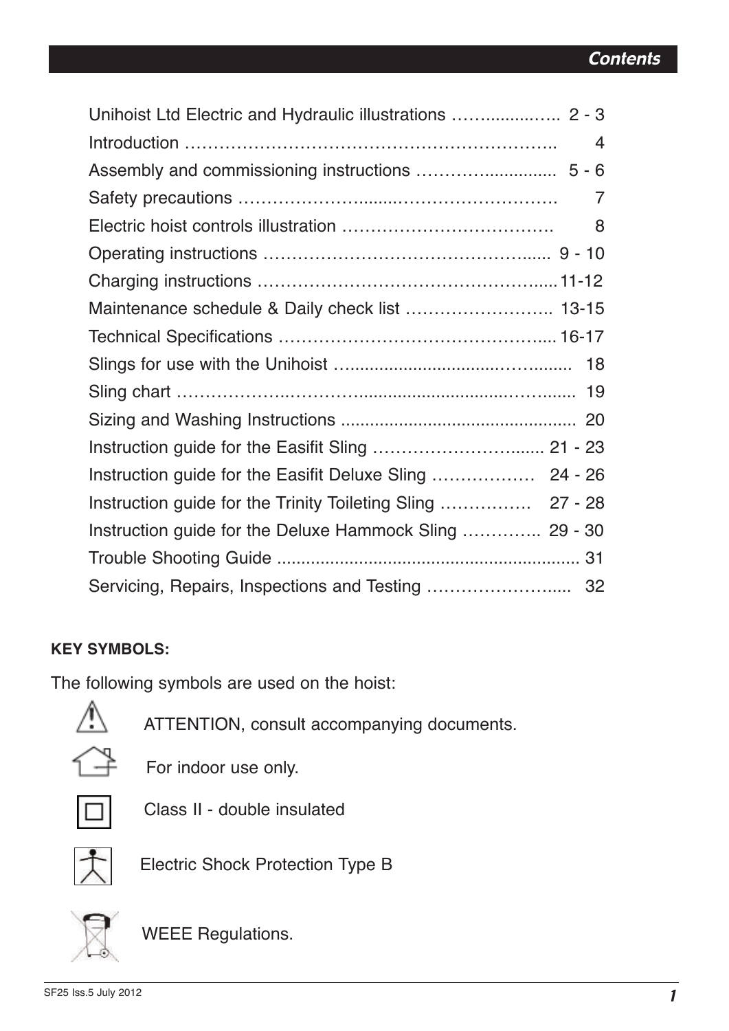## Contents

| | |
|---|---|
| Unihoist Ltd Electric and Hydraulic illustrations | 2 - 3 |
| Introduction | 4 |
| Assembly and commissioning instructions | 5 - 6 |
| Safety precautions | 7 |
| Electric hoist controls illustration | 8 |
| Operating instructions | 9 - 10 |
| Charging instructions | 11-12 |
| Maintenance schedule & Daily check list | 13-15 |
| Technical Specifications | 16-17 |
| Slings for use with the Unihoist | 18 |
| Sling chart | 19 |
| Sizing and Washing Instructions | 20 |
| Instruction guide for the Easifit Sling | 21 - 23 |
| Instruction guide for the Easifit Deluxe Sling | 24 - 26 |
| Instruction guide for the Trinity Toileting Sling | 27 - 28 |
| Instruction guide for the Deluxe Hammock Sling | 29 - 30 |
| Trouble Shooting Guide | 31 |
| Servicing, Repairs, Inspections and Testing | 32 |

**KEY SYMBOLS:**

The following symbols are used on the hoist:

ATTENTION, consult accompanying documents.

For indoor use only.

Class II - double insulated

Electric Shock Protection Type B

WEEE Regulations.

SF25 Iss.5 July 2012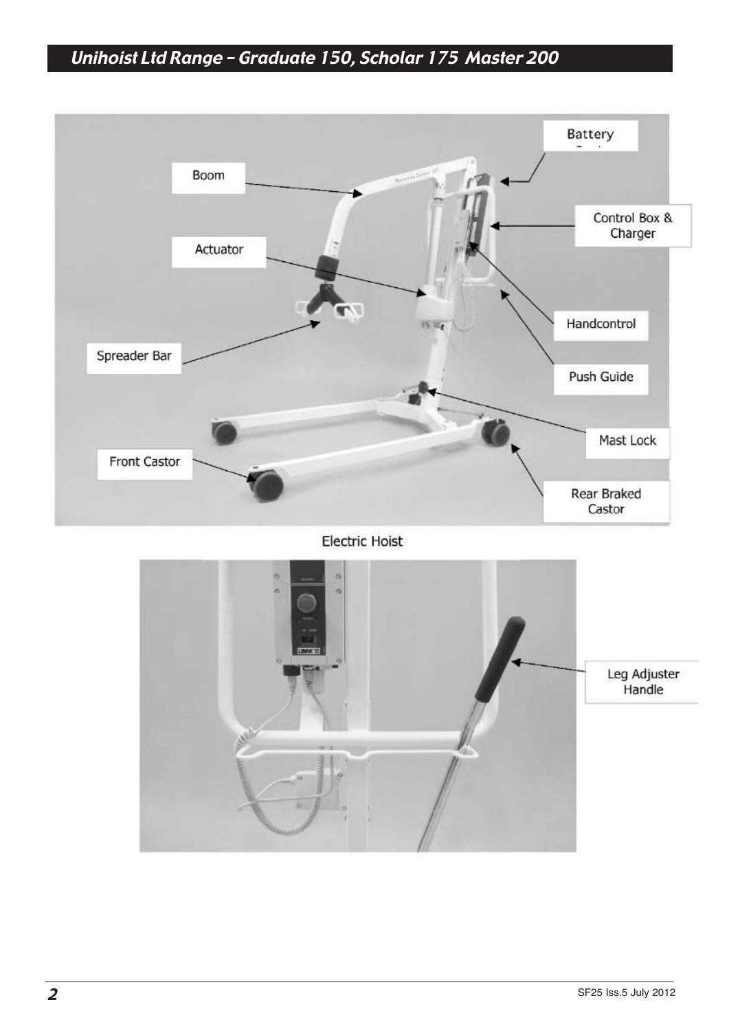Battery

Boom

Control Box & Charger

Actuator

Handcontrol

Spreader Bar

Push Guide

Mast Lock

Front Castor

Rear Braked Castor

Electric Hoist

Leg Adjuster Handle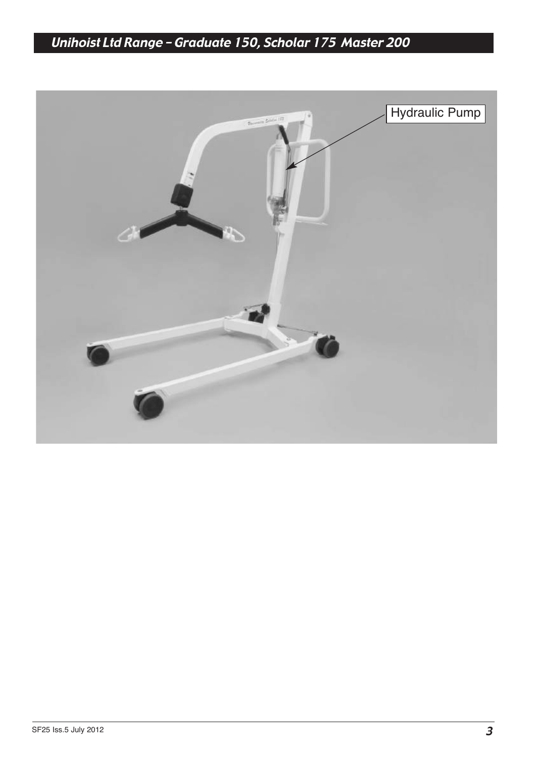Hydraulic Pump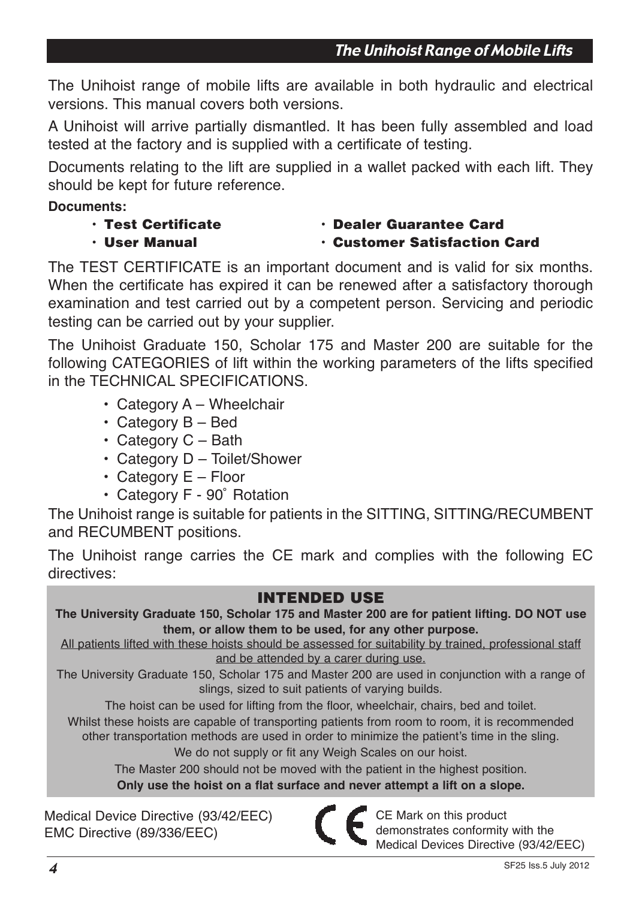## The Unihoist Range of Mobile Lifts

The Unihoist range of mobile lifts are available in both hydraulic and electrical versions. This manual covers both versions.

A Unihoist will arrive partially dismantled. It has been fully assembled and load tested at the factory and is supplied with a certificate of testing.

Documents relating to the lift are supplied in a wallet packed with each lift. They should be kept for future reference.

**Documents:**

- **Test Certificate**
- **User Manual**
- **Dealer Guarantee Card**
- **Customer Satisfaction Card**

The TEST CERTIFICATE is an important document and is valid for six months. When the certificate has expired it can be renewed after a satisfactory thorough examination and test carried out by a competent person. Servicing and periodic testing can be carried out by your supplier.

The Unihoist Graduate 150, Scholar 175 and Master 200 are suitable for the following CATEGORIES of lift within the working parameters of the lifts specified in the TECHNICAL SPECIFICATIONS.

- Category A – Wheelchair
- Category B – Bed
- Category C – Bath
- Category D – Toilet/Shower
- Category E – Floor
- Category F - 90˚ Rotation

The Unihoist range is suitable for patients in the SITTING, SITTING/RECUMBENT and RECUMBENT positions.

The Unihoist range carries the CE mark and complies with the following EC directives:

### INTENDED USE

**The University Graduate 150, Scholar 175 and Master 200 are for patient lifting. DO NOT use them, or allow them to be used, for any other purpose.**

All patients lifted with these hoists should be assessed for suitability by trained, professional staff and be attended by a carer during use.

The University Graduate 150, Scholar 175 and Master 200 are used in conjunction with a range of slings, sized to suit patients of varying builds.

The hoist can be used for lifting from the floor, wheelchair, chairs, bed and toilet.

Whilst these hoists are capable of transporting patients from room to room, it is recommended other transportation methods are used in order to minimize the patient's time in the sling.

We do not supply or fit any Weigh Scales on our hoist.

The Master 200 should not be moved with the patient in the highest position.

**Only use the hoist on a flat surface and never attempt a lift on a slope.**

Medical Device Directive (93/42/EEC)
EMC Directive (89/336/EEC)

CE Mark on this product demonstrates conformity with the Medical Devices Directive (93/42/EEC)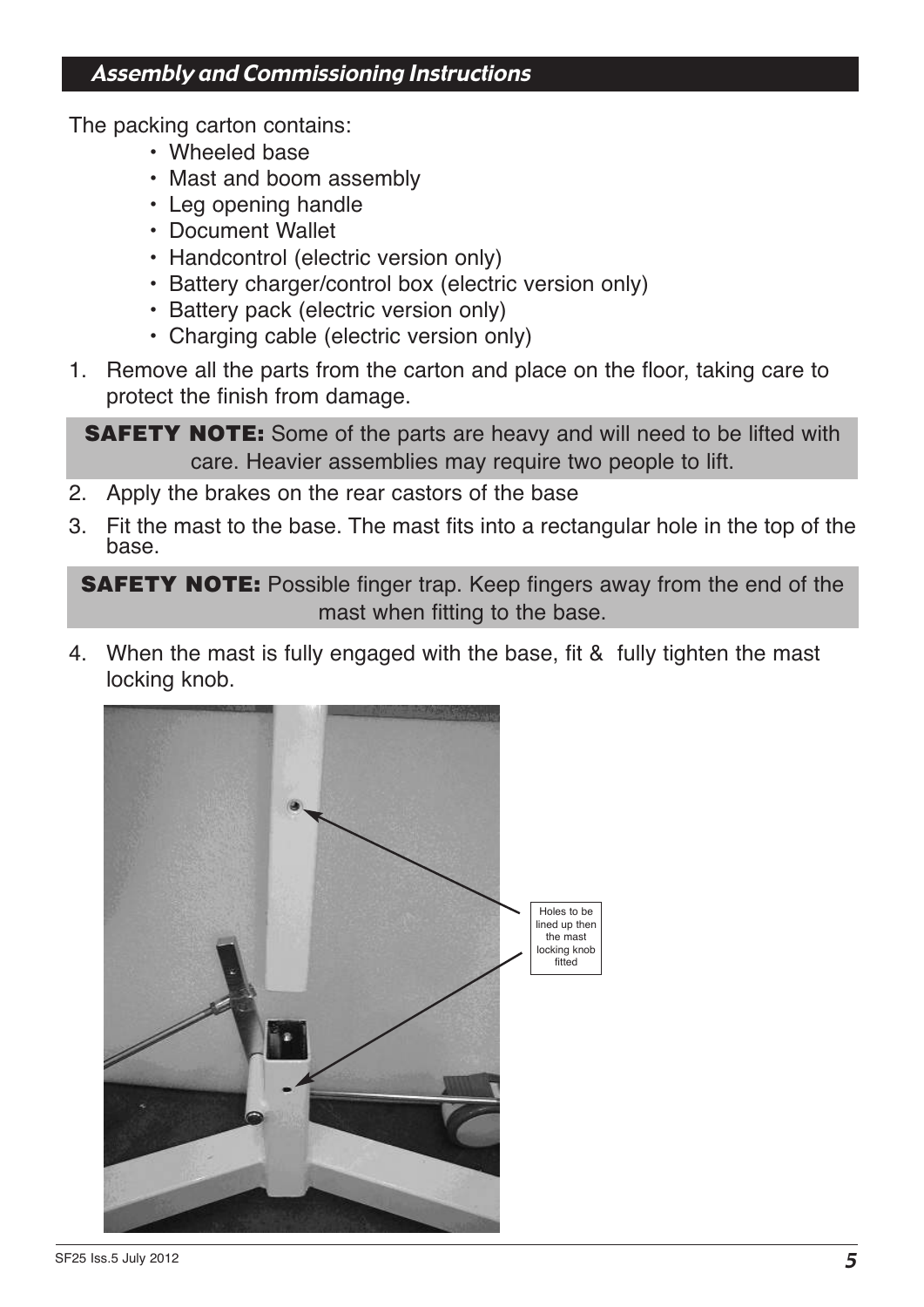## Assembly and Commissioning Instructions

The packing carton contains:

- Wheeled base
- Mast and boom assembly
- Leg opening handle
- Document Wallet
- Handcontrol (electric version only)
- Battery charger/control box (electric version only)
- Battery pack (electric version only)
- Charging cable (electric version only)

1. Remove all the parts from the carton and place on the floor, taking care to protect the finish from damage.

**SAFETY NOTE:** Some of the parts are heavy and will need to be lifted with care. Heavier assemblies may require two people to lift.

2. Apply the brakes on the rear castors of the base
3. Fit the mast to the base. The mast fits into a rectangular hole in the top of the base.

**SAFETY NOTE:** Possible finger trap. Keep fingers away from the end of the mast when fitting to the base.

4. When the mast is fully engaged with the base, fit & fully tighten the mast locking knob.

Holes to be lined up then the mast locking knob fitted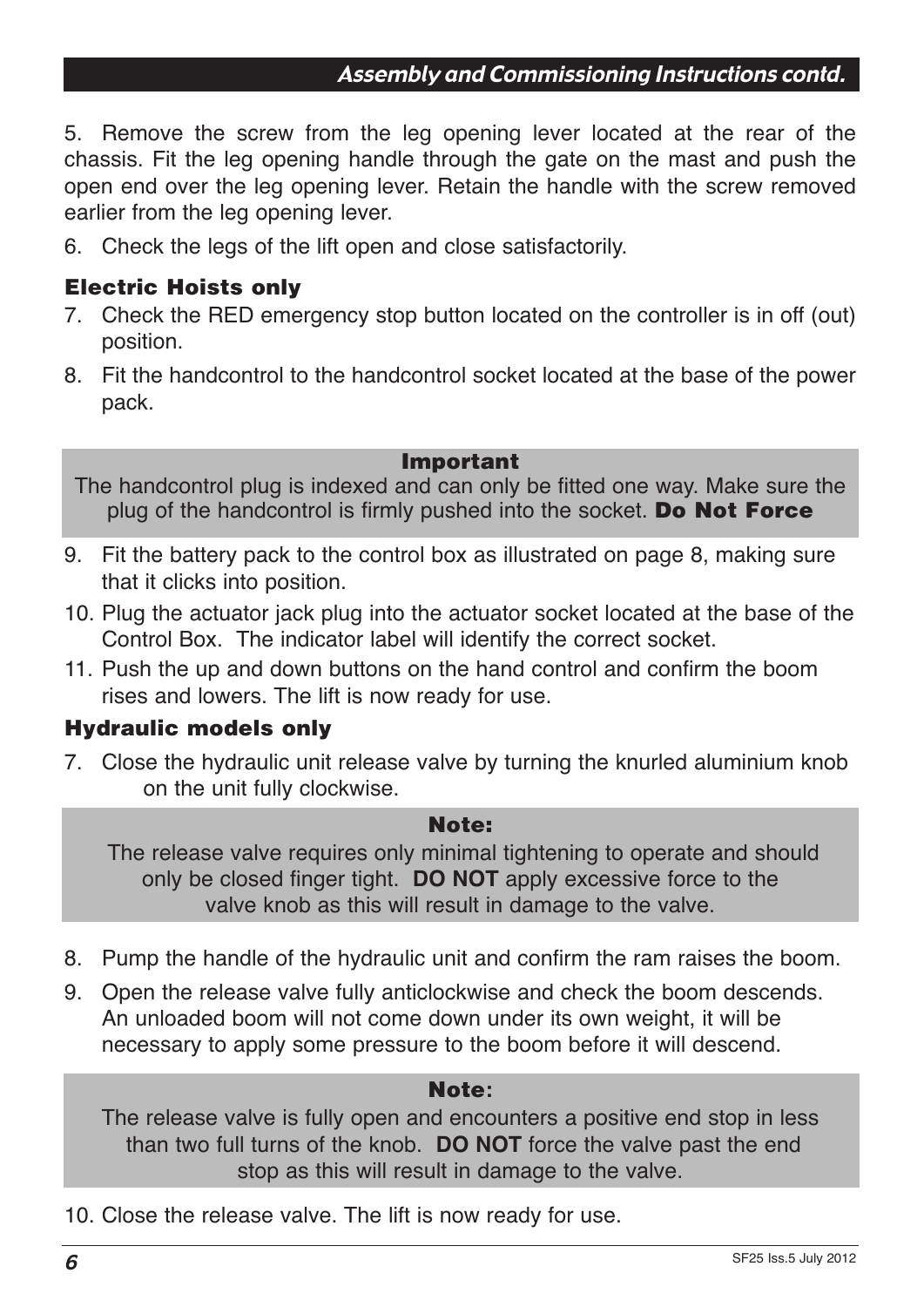5. Remove the screw from the leg opening lever located at the rear of the chassis. Fit the leg opening handle through the gate on the mast and push the open end over the leg opening lever. Retain the handle with the screw removed earlier from the leg opening lever.

6. Check the legs of the lift open and close satisfactorily.

### Electric Hoists only

7. Check the RED emergency stop button located on the controller is in off (out) position.
8. Fit the handcontrol to the handcontrol socket located at the base of the power pack.

> **Important**
>
> The handcontrol plug is indexed and can only be fitted one way. Make sure the plug of the handcontrol is firmly pushed into the socket. **Do Not Force**

9. Fit the battery pack to the control box as illustrated on page 8, making sure that it clicks into position.
10. Plug the actuator jack plug into the actuator socket located at the base of the Control Box. The indicator label will identify the correct socket.
11. Push the up and down buttons on the hand control and confirm the boom rises and lowers. The lift is now ready for use.

### Hydraulic models only

7. Close the hydraulic unit release valve by turning the knurled aluminium knob on the unit fully clockwise.

> **Note:**
>
> The release valve requires only minimal tightening to operate and should only be closed finger tight. **DO NOT** apply excessive force to the valve knob as this will result in damage to the valve.

8. Pump the handle of the hydraulic unit and confirm the ram raises the boom.
9. Open the release valve fully anticlockwise and check the boom descends. An unloaded boom will not come down under its own weight, it will be necessary to apply some pressure to the boom before it will descend.

> **Note:**
>
> The release valve is fully open and encounters a positive end stop in less than two full turns of the knob. **DO NOT** force the valve past the end stop as this will result in damage to the valve.

10. Close the release valve. The lift is now ready for use.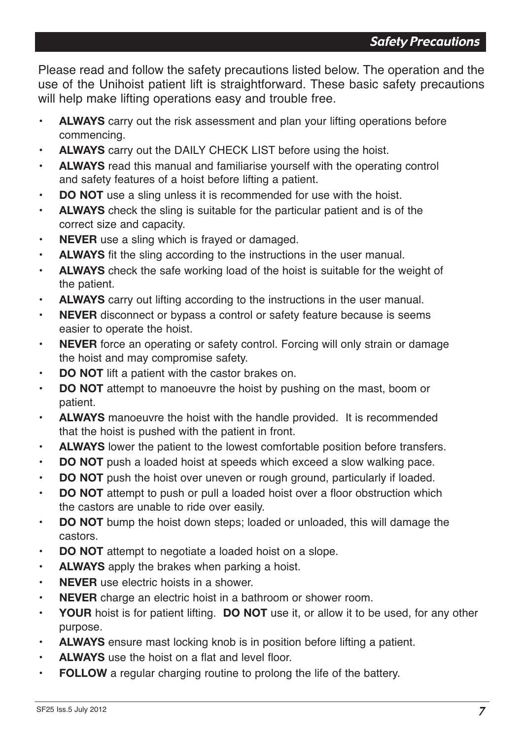## Safety Precautions

Please read and follow the safety precautions listed below. The operation and the use of the Unihoist patient lift is straightforward. These basic safety precautions will help make lifting operations easy and trouble free.

- **ALWAYS** carry out the risk assessment and plan your lifting operations before commencing.
- **ALWAYS** carry out the DAILY CHECK LIST before using the hoist.
- **ALWAYS** read this manual and familiarise yourself with the operating control and safety features of a hoist before lifting a patient.
- **DO NOT** use a sling unless it is recommended for use with the hoist.
- **ALWAYS** check the sling is suitable for the particular patient and is of the correct size and capacity.
- **NEVER** use a sling which is frayed or damaged.
- **ALWAYS** fit the sling according to the instructions in the user manual.
- **ALWAYS** check the safe working load of the hoist is suitable for the weight of the patient.
- **ALWAYS** carry out lifting according to the instructions in the user manual.
- **NEVER** disconnect or bypass a control or safety feature because is seems easier to operate the hoist.
- **NEVER** force an operating or safety control. Forcing will only strain or damage the hoist and may compromise safety.
- **DO NOT** lift a patient with the castor brakes on.
- **DO NOT** attempt to manoeuvre the hoist by pushing on the mast, boom or patient.
- **ALWAYS** manoeuvre the hoist with the handle provided. It is recommended that the hoist is pushed with the patient in front.
- **ALWAYS** lower the patient to the lowest comfortable position before transfers.
- **DO NOT** push a loaded hoist at speeds which exceed a slow walking pace.
- **DO NOT** push the hoist over uneven or rough ground, particularly if loaded.
- **DO NOT** attempt to push or pull a loaded hoist over a floor obstruction which the castors are unable to ride over easily.
- **DO NOT** bump the hoist down steps; loaded or unloaded, this will damage the castors.
- **DO NOT** attempt to negotiate a loaded hoist on a slope.
- **ALWAYS** apply the brakes when parking a hoist.
- **NEVER** use electric hoists in a shower.
- **NEVER** charge an electric hoist in a bathroom or shower room.
- **YOUR** hoist is for patient lifting. **DO NOT** use it, or allow it to be used, for any other purpose.
- **ALWAYS** ensure mast locking knob is in position before lifting a patient.
- **ALWAYS** use the hoist on a flat and level floor.
- **FOLLOW** a regular charging routine to prolong the life of the battery.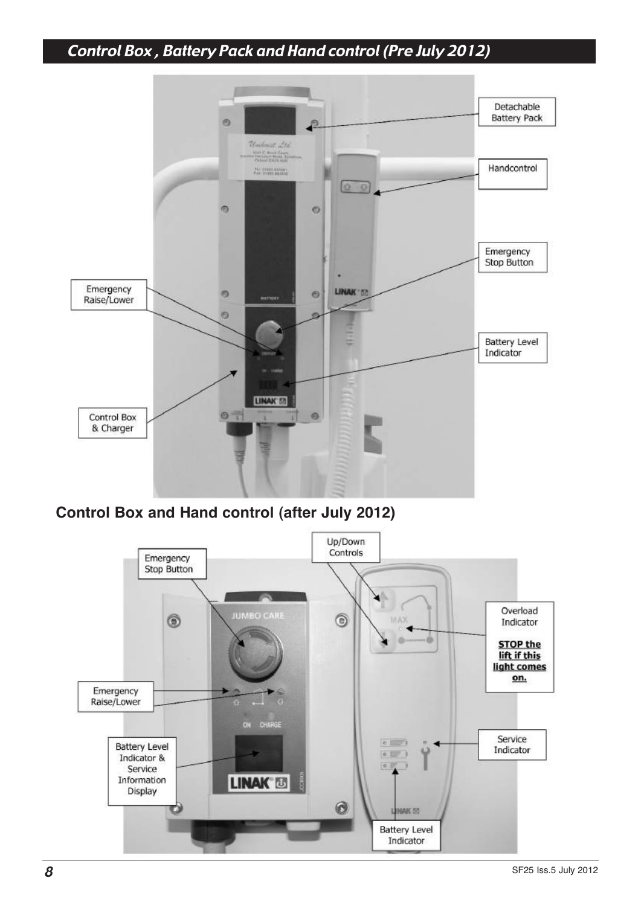## Control Box , Battery Pack and Hand control (Pre July 2012)

Detachable Battery Pack

Handcontrol

Emergency Stop Button

Emergency Raise/Lower

Battery Level Indicator

Control Box & Charger

## Control Box and Hand control (after July 2012)

Emergency Stop Button

Up/Down Controls

Overload Indicator

**STOP the lift if this light comes on.**

Emergency Raise/Lower

Battery Level Indicator & Service Information Display

Service Indicator

Battery Level Indicator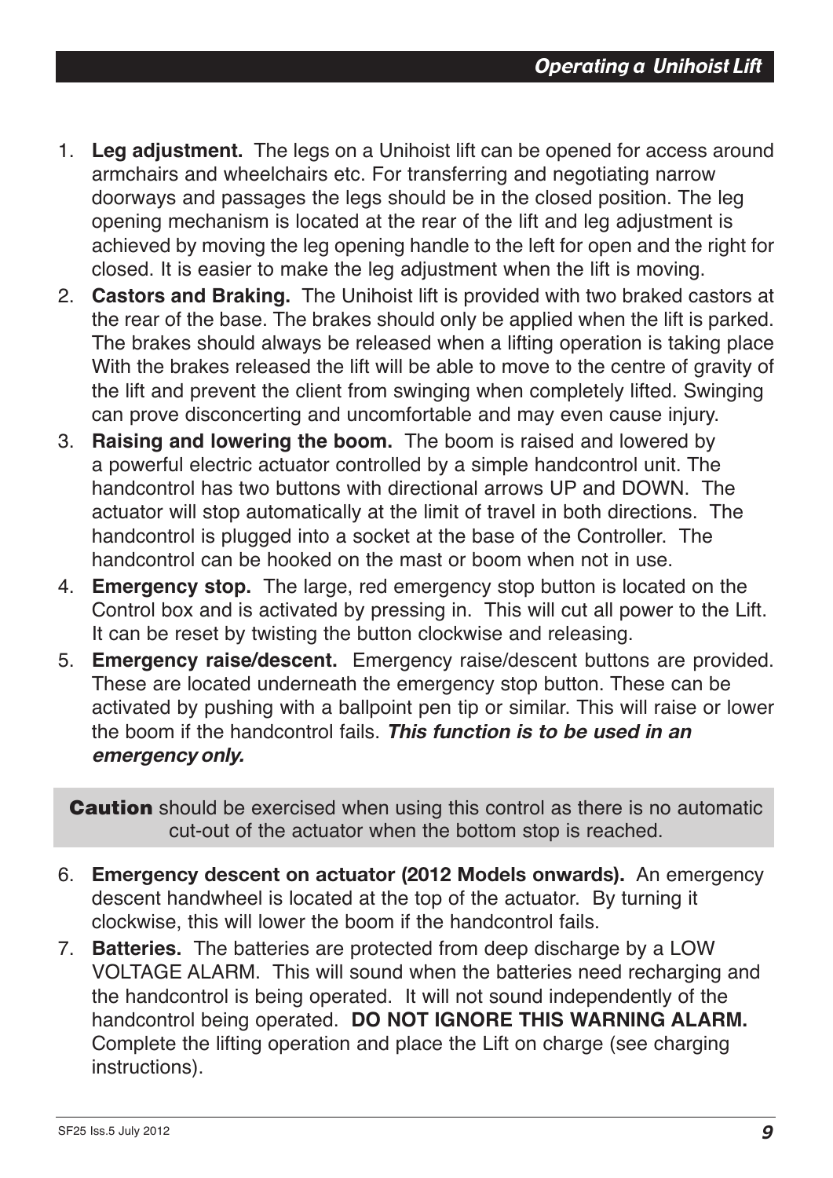1. **Leg adjustment.** The legs on a Unihoist lift can be opened for access around armchairs and wheelchairs etc. For transferring and negotiating narrow doorways and passages the legs should be in the closed position. The leg opening mechanism is located at the rear of the lift and leg adjustment is achieved by moving the leg opening handle to the left for open and the right for closed. It is easier to make the leg adjustment when the lift is moving.
2. **Castors and Braking.** The Unihoist lift is provided with two braked castors at the rear of the base. The brakes should only be applied when the lift is parked. The brakes should always be released when a lifting operation is taking place With the brakes released the lift will be able to move to the centre of gravity of the lift and prevent the client from swinging when completely lifted. Swinging can prove disconcerting and uncomfortable and may even cause injury.
3. **Raising and lowering the boom.** The boom is raised and lowered by a powerful electric actuator controlled by a simple handcontrol unit. The handcontrol has two buttons with directional arrows UP and DOWN. The actuator will stop automatically at the limit of travel in both directions. The handcontrol is plugged into a socket at the base of the Controller. The handcontrol can be hooked on the mast or boom when not in use.
4. **Emergency stop.** The large, red emergency stop button is located on the Control box and is activated by pressing in. This will cut all power to the Lift. It can be reset by twisting the button clockwise and releasing.
5. **Emergency raise/descent.** Emergency raise/descent buttons are provided. These are located underneath the emergency stop button. These can be activated by pushing with a ballpoint pen tip or similar. This will raise or lower the boom if the handcontrol fails. ***This function is to be used in an emergency only.***

**Caution** should be exercised when using this control as there is no automatic cut-out of the actuator when the bottom stop is reached.

6. **Emergency descent on actuator (2012 Models onwards).** An emergency descent handwheel is located at the top of the actuator. By turning it clockwise, this will lower the boom if the handcontrol fails.
7. **Batteries.** The batteries are protected from deep discharge by a LOW VOLTAGE ALARM. This will sound when the batteries need recharging and the handcontrol is being operated. It will not sound independently of the handcontrol being operated. **DO NOT IGNORE THIS WARNING ALARM.** Complete the lifting operation and place the Lift on charge (see charging instructions).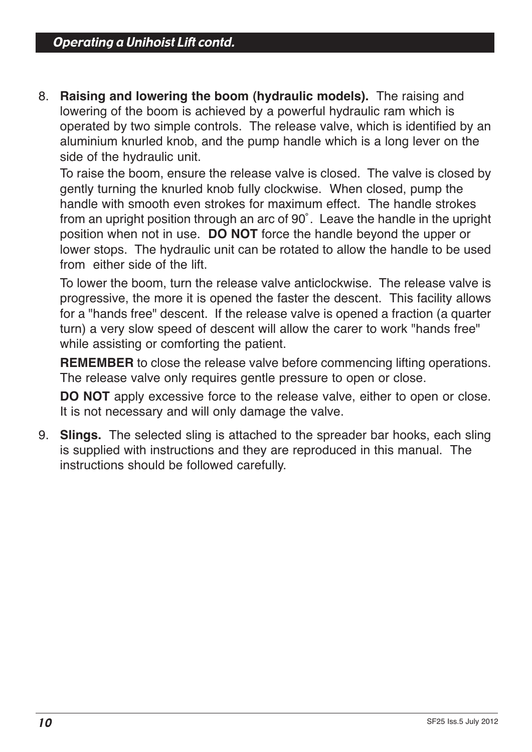## Operating a Unihoist Lift contd.

8. **Raising and lowering the boom (hydraulic models).** The raising and lowering of the boom is achieved by a powerful hydraulic ram which is operated by two simple controls. The release valve, which is identified by an aluminium knurled knob, and the pump handle which is a long lever on the side of the hydraulic unit.

   To raise the boom, ensure the release valve is closed. The valve is closed by gently turning the knurled knob fully clockwise. When closed, pump the handle with smooth even strokes for maximum effect. The handle strokes from an upright position through an arc of 90˚. Leave the handle in the upright position when not in use. **DO NOT** force the handle beyond the upper or lower stops. The hydraulic unit can be rotated to allow the handle to be used from either side of the lift.

   To lower the boom, turn the release valve anticlockwise. The release valve is progressive, the more it is opened the faster the descent. This facility allows for a "hands free" descent. If the release valve is opened a fraction (a quarter turn) a very slow speed of descent will allow the carer to work "hands free" while assisting or comforting the patient.

   **REMEMBER** to close the release valve before commencing lifting operations. The release valve only requires gentle pressure to open or close.

   **DO NOT** apply excessive force to the release valve, either to open or close. It is not necessary and will only damage the valve.

9. **Slings.** The selected sling is attached to the spreader bar hooks, each sling is supplied with instructions and they are reproduced in this manual. The instructions should be followed carefully.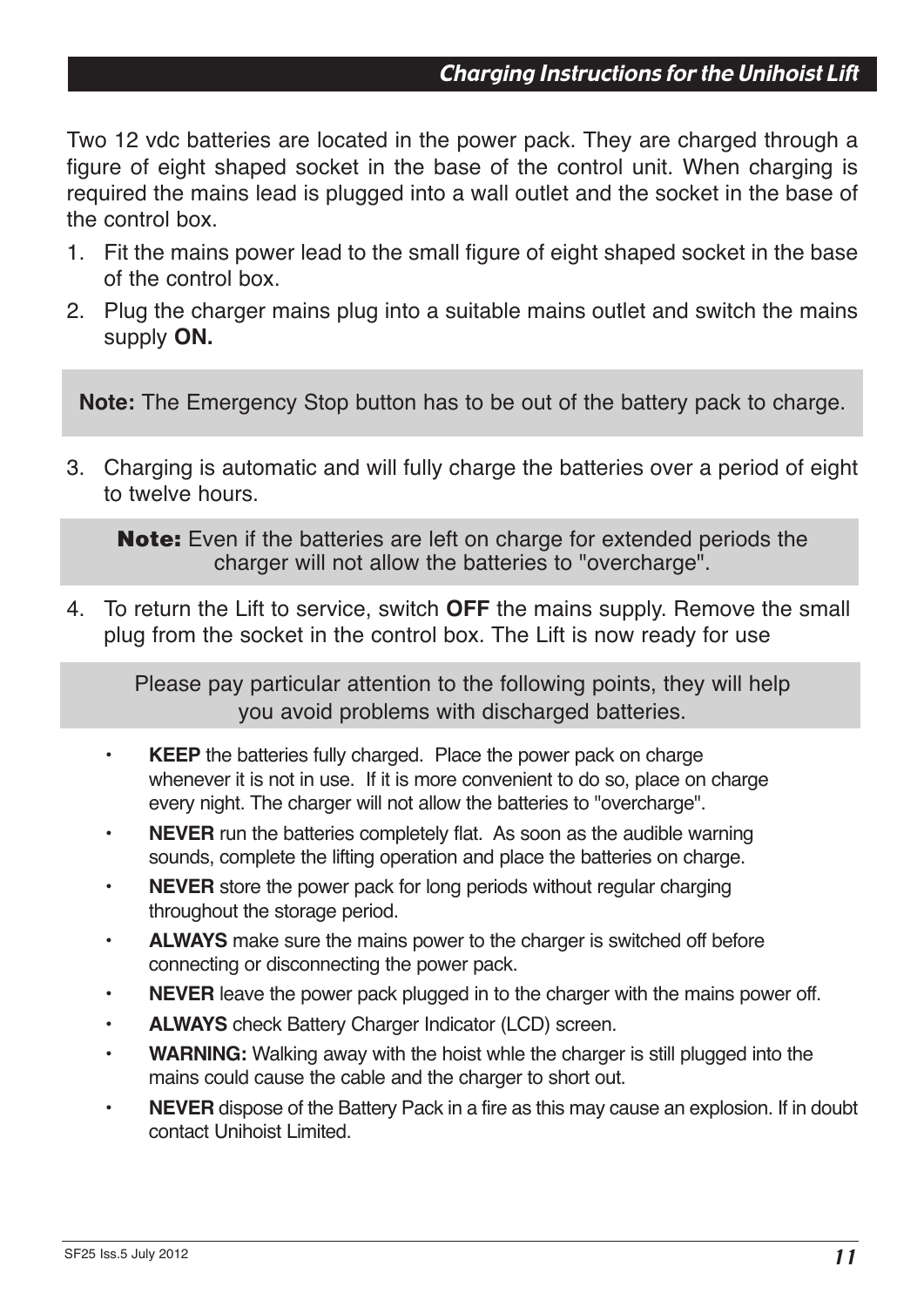## Charging Instructions for the Unihoist Lift

Two 12 vdc batteries are located in the power pack. They are charged through a figure of eight shaped socket in the base of the control unit. When charging is required the mains lead is plugged into a wall outlet and the socket in the base of the control box.

1. Fit the mains power lead to the small figure of eight shaped socket in the base of the control box.
2. Plug the charger mains plug into a suitable mains outlet and switch the mains supply **ON.**

**Note:** The Emergency Stop button has to be out of the battery pack to charge.

3. Charging is automatic and will fully charge the batteries over a period of eight to twelve hours.

**Note:** Even if the batteries are left on charge for extended periods the charger will not allow the batteries to "overcharge".

4. To return the Lift to service, switch **OFF** the mains supply. Remove the small plug from the socket in the control box. The Lift is now ready for use

Please pay particular attention to the following points, they will help you avoid problems with discharged batteries.

- **KEEP** the batteries fully charged. Place the power pack on charge whenever it is not in use. If it is more convenient to do so, place on charge every night. The charger will not allow the batteries to "overcharge".
- **NEVER** run the batteries completely flat. As soon as the audible warning sounds, complete the lifting operation and place the batteries on charge.
- **NEVER** store the power pack for long periods without regular charging throughout the storage period.
- **ALWAYS** make sure the mains power to the charger is switched off before connecting or disconnecting the power pack.
- **NEVER** leave the power pack plugged in to the charger with the mains power off.
- **ALWAYS** check Battery Charger Indicator (LCD) screen.
- **WARNING:** Walking away with the hoist whle the charger is still plugged into the mains could cause the cable and the charger to short out.
- **NEVER** dispose of the Battery Pack in a fire as this may cause an explosion. If in doubt contact Unihoist Limited.

SF25 Iss.5 July 2012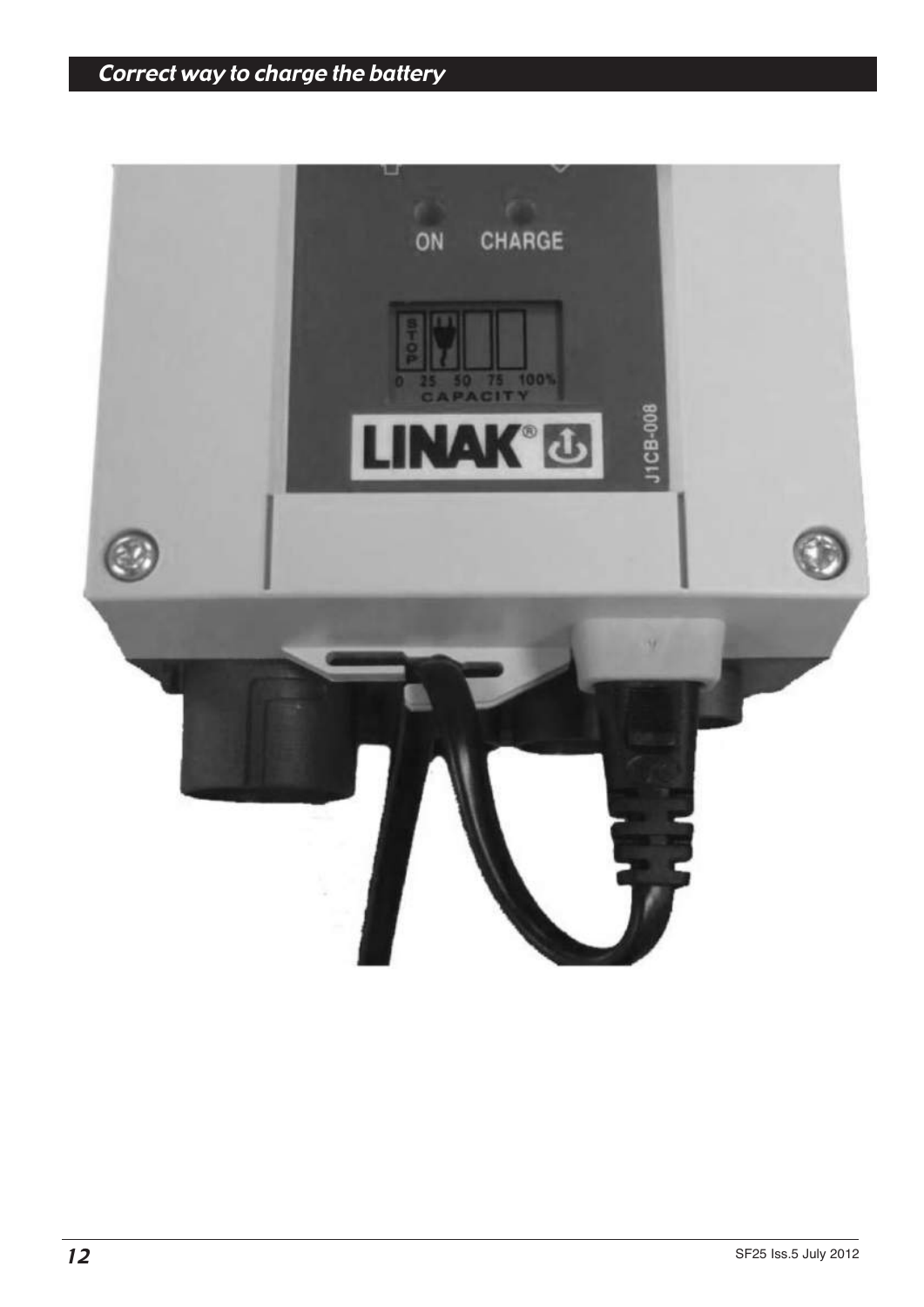## *Correct way to charge the battery*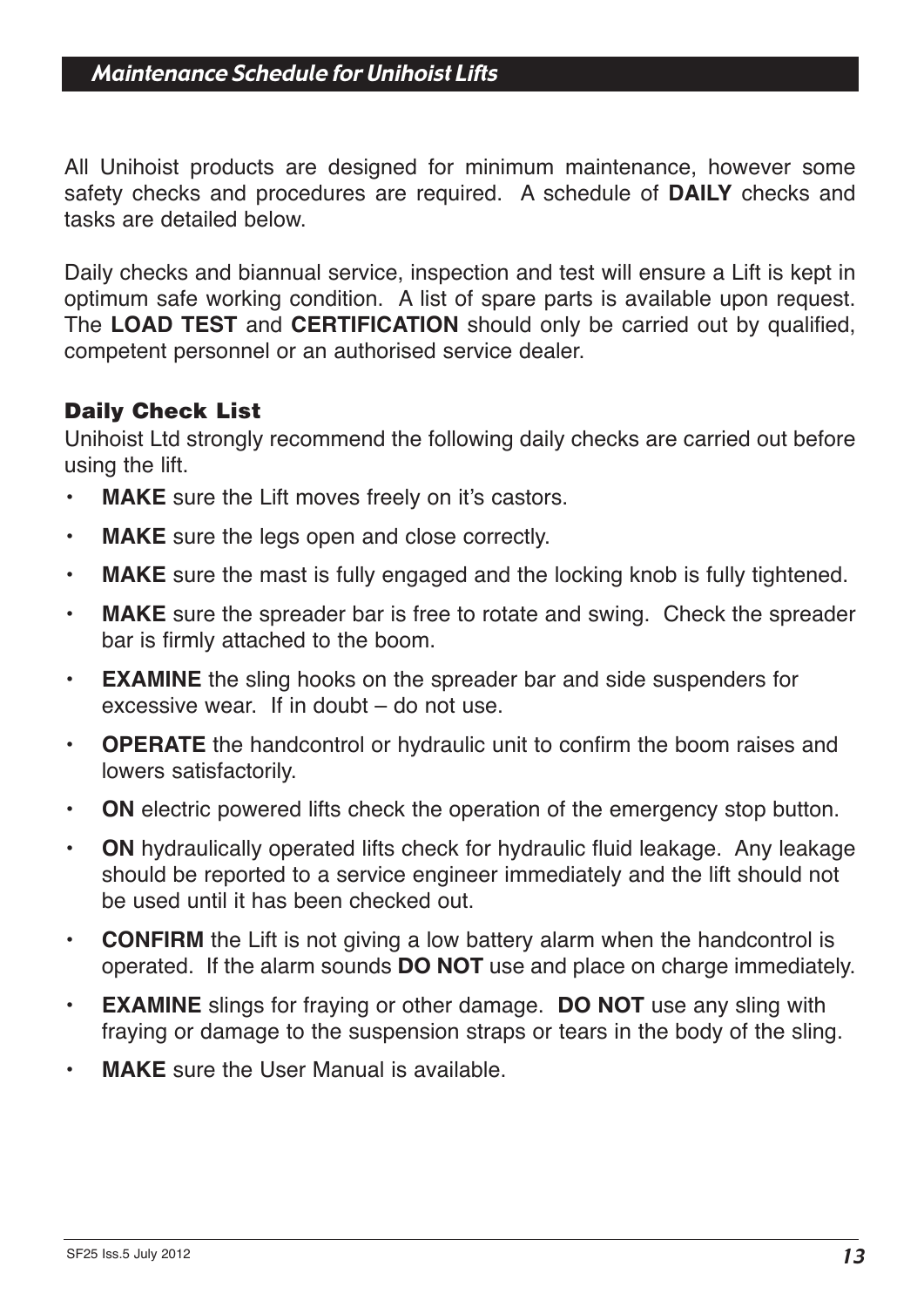## Maintenance Schedule for Unihoist Lifts

All Unihoist products are designed for minimum maintenance, however some safety checks and procedures are required. A schedule of **DAILY** checks and tasks are detailed below.

Daily checks and biannual service, inspection and test will ensure a Lift is kept in optimum safe working condition. A list of spare parts is available upon request. The **LOAD TEST** and **CERTIFICATION** should only be carried out by qualified, competent personnel or an authorised service dealer.

### Daily Check List

Unihoist Ltd strongly recommend the following daily checks are carried out before using the lift.

- **MAKE** sure the Lift moves freely on it's castors.
- **MAKE** sure the legs open and close correctly.
- **MAKE** sure the mast is fully engaged and the locking knob is fully tightened.
- **MAKE** sure the spreader bar is free to rotate and swing. Check the spreader bar is firmly attached to the boom.
- **EXAMINE** the sling hooks on the spreader bar and side suspenders for excessive wear. If in doubt – do not use.
- **OPERATE** the handcontrol or hydraulic unit to confirm the boom raises and lowers satisfactorily.
- **ON** electric powered lifts check the operation of the emergency stop button.
- **ON** hydraulically operated lifts check for hydraulic fluid leakage. Any leakage should be reported to a service engineer immediately and the lift should not be used until it has been checked out.
- **CONFIRM** the Lift is not giving a low battery alarm when the handcontrol is operated. If the alarm sounds **DO NOT** use and place on charge immediately.
- **EXAMINE** slings for fraying or other damage. **DO NOT** use any sling with fraying or damage to the suspension straps or tears in the body of the sling.
- **MAKE** sure the User Manual is available.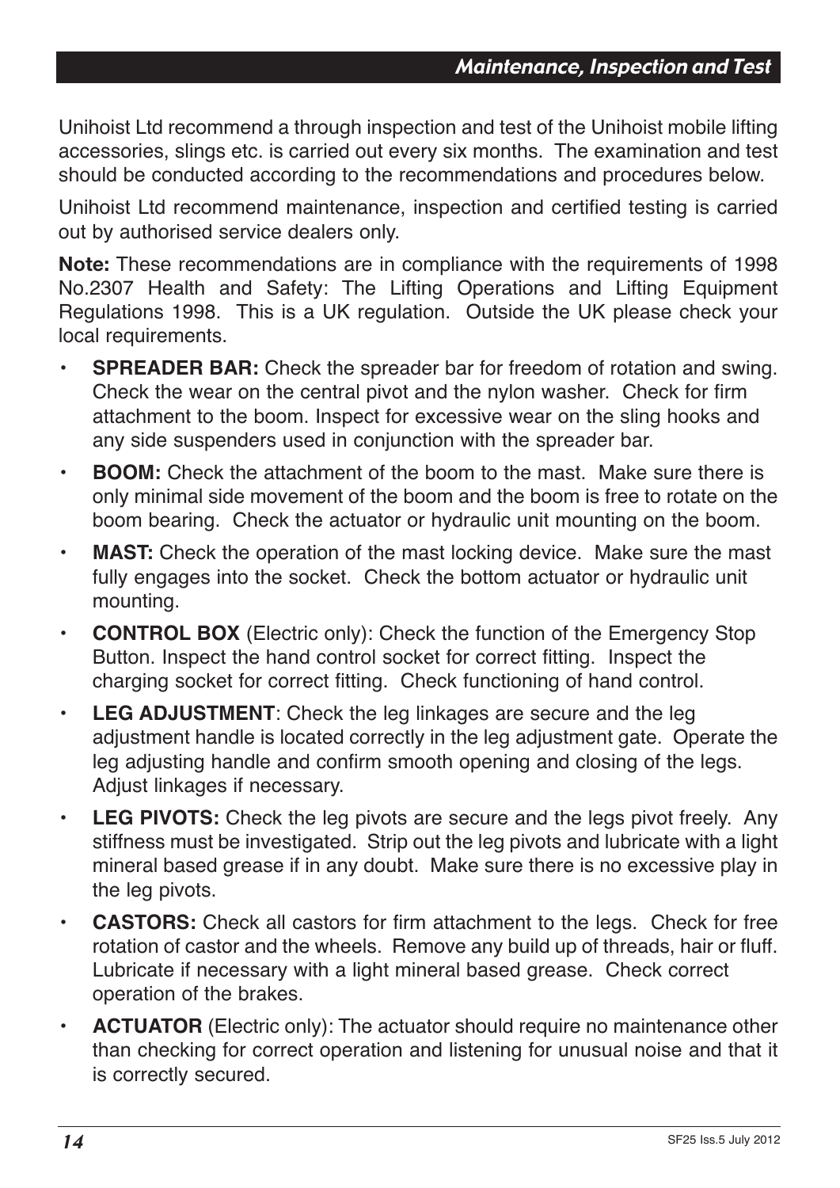## Maintenance, Inspection and Test

Unihoist Ltd recommend a through inspection and test of the Unihoist mobile lifting accessories, slings etc. is carried out every six months. The examination and test should be conducted according to the recommendations and procedures below.

Unihoist Ltd recommend maintenance, inspection and certified testing is carried out by authorised service dealers only.

**Note:** These recommendations are in compliance with the requirements of 1998 No.2307 Health and Safety: The Lifting Operations and Lifting Equipment Regulations 1998. This is a UK regulation. Outside the UK please check your local requirements.

- **SPREADER BAR:** Check the spreader bar for freedom of rotation and swing. Check the wear on the central pivot and the nylon washer. Check for firm attachment to the boom. Inspect for excessive wear on the sling hooks and any side suspenders used in conjunction with the spreader bar.
- **BOOM:** Check the attachment of the boom to the mast. Make sure there is only minimal side movement of the boom and the boom is free to rotate on the boom bearing. Check the actuator or hydraulic unit mounting on the boom.
- **MAST:** Check the operation of the mast locking device. Make sure the mast fully engages into the socket. Check the bottom actuator or hydraulic unit mounting.
- **CONTROL BOX** (Electric only): Check the function of the Emergency Stop Button. Inspect the hand control socket for correct fitting. Inspect the charging socket for correct fitting. Check functioning of hand control.
- **LEG ADJUSTMENT**: Check the leg linkages are secure and the leg adjustment handle is located correctly in the leg adjustment gate. Operate the leg adjusting handle and confirm smooth opening and closing of the legs. Adjust linkages if necessary.
- **LEG PIVOTS:** Check the leg pivots are secure and the legs pivot freely. Any stiffness must be investigated. Strip out the leg pivots and lubricate with a light mineral based grease if in any doubt. Make sure there is no excessive play in the leg pivots.
- **CASTORS:** Check all castors for firm attachment to the legs. Check for free rotation of castor and the wheels. Remove any build up of threads, hair or fluff. Lubricate if necessary with a light mineral based grease. Check correct operation of the brakes.
- **ACTUATOR** (Electric only): The actuator should require no maintenance other than checking for correct operation and listening for unusual noise and that it is correctly secured.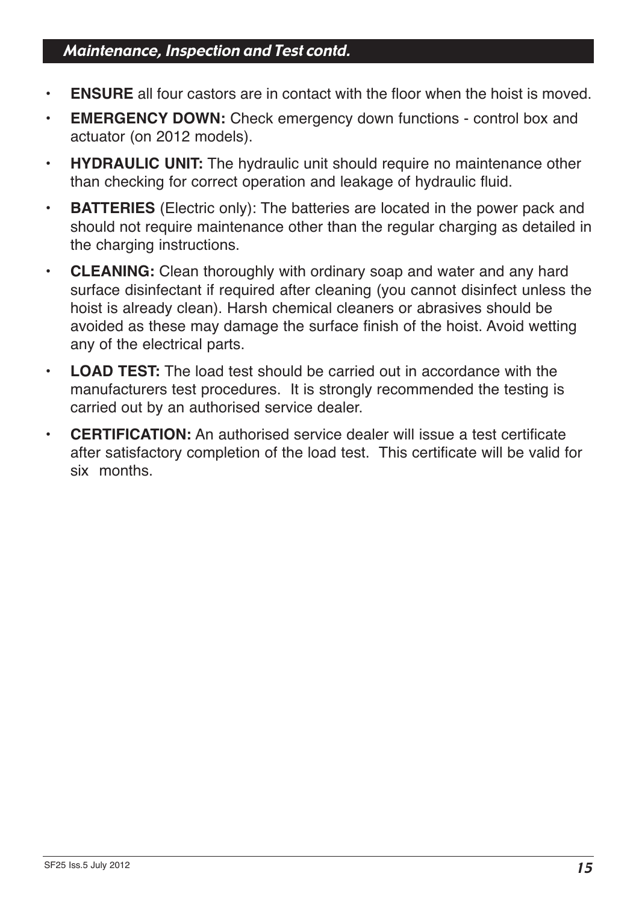## Maintenance, Inspection and Test contd.

- **ENSURE** all four castors are in contact with the floor when the hoist is moved.
- **EMERGENCY DOWN:** Check emergency down functions - control box and actuator (on 2012 models).
- **HYDRAULIC UNIT:** The hydraulic unit should require no maintenance other than checking for correct operation and leakage of hydraulic fluid.
- **BATTERIES** (Electric only): The batteries are located in the power pack and should not require maintenance other than the regular charging as detailed in the charging instructions.
- **CLEANING:** Clean thoroughly with ordinary soap and water and any hard surface disinfectant if required after cleaning (you cannot disinfect unless the hoist is already clean). Harsh chemical cleaners or abrasives should be avoided as these may damage the surface finish of the hoist. Avoid wetting any of the electrical parts.
- **LOAD TEST:** The load test should be carried out in accordance with the manufacturers test procedures. It is strongly recommended the testing is carried out by an authorised service dealer.
- **CERTIFICATION:** An authorised service dealer will issue a test certificate after satisfactory completion of the load test. This certificate will be valid for six months.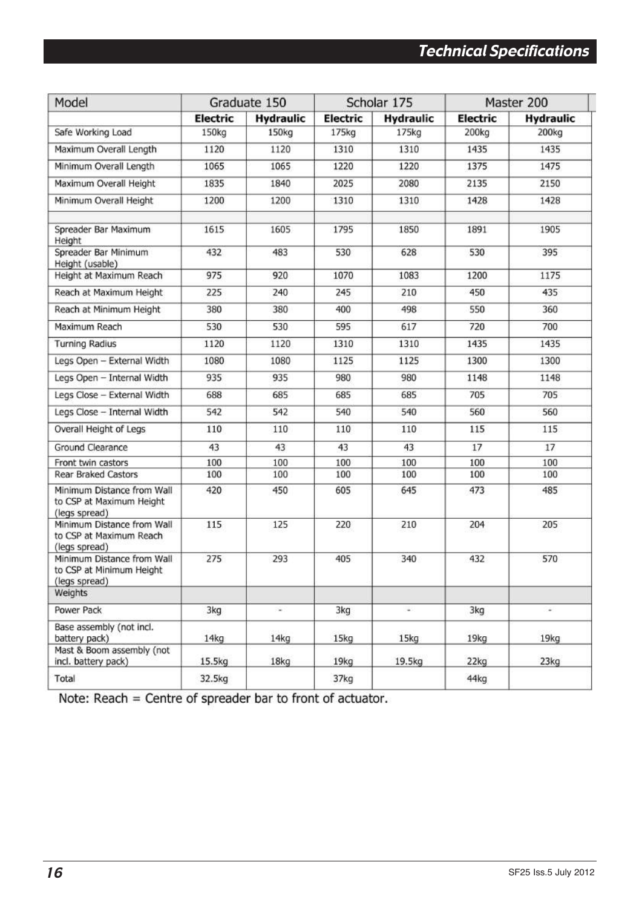# Technical Specifications

| Model | Graduate 150 | | Scholar 175 | | Master 200 | |
|---|---|---|---|---|---|---|
| | **Electric** | **Hydraulic** | **Electric** | **Hydraulic** | **Electric** | **Hydraulic** |
| Safe Working Load | 150kg | 150kg | 175kg | 175kg | 200kg | 200kg |
| Maximum Overall Length | 1120 | 1120 | 1310 | 1310 | 1435 | 1435 |
| Minimum Overall Length | 1065 | 1065 | 1220 | 1220 | 1375 | 1475 |
| Maximum Overall Height | 1835 | 1840 | 2025 | 2080 | 2135 | 2150 |
| Minimum Overall Height | 1200 | 1200 | 1310 | 1310 | 1428 | 1428 |
| | | | | | | |
| Spreader Bar Maximum Height | 1615 | 1605 | 1795 | 1850 | 1891 | 1905 |
| Spreader Bar Minimum Height (usable) | 432 | 483 | 530 | 628 | 530 | 395 |
| Height at Maximum Reach | 975 | 920 | 1070 | 1083 | 1200 | 1175 |
| Reach at Maximum Height | 225 | 240 | 245 | 210 | 450 | 435 |
| Reach at Minimum Height | 380 | 380 | 400 | 498 | 550 | 360 |
| Maximum Reach | 530 | 530 | 595 | 617 | 720 | 700 |
| Turning Radius | 1120 | 1120 | 1310 | 1310 | 1435 | 1435 |
| Legs Open – External Width | 1080 | 1080 | 1125 | 1125 | 1300 | 1300 |
| Legs Open – Internal Width | 935 | 935 | 980 | 980 | 1148 | 1148 |
| Legs Close – External Width | 688 | 685 | 685 | 685 | 705 | 705 |
| Legs Close – Internal Width | 542 | 542 | 540 | 540 | 560 | 560 |
| Overall Height of Legs | 110 | 110 | 110 | 110 | 115 | 115 |
| Ground Clearance | 43 | 43 | 43 | 43 | 17 | 17 |
| Front twin castors | 100 | 100 | 100 | 100 | 100 | 100 |
| Rear Braked Castors | 100 | 100 | 100 | 100 | 100 | 100 |
| Minimum Distance from Wall to CSP at Maximum Height (legs spread) | 420 | 450 | 605 | 645 | 473 | 485 |
| Minimum Distance from Wall to CSP at Maximum Reach (legs spread) | 115 | 125 | 220 | 210 | 204 | 205 |
| Minimum Distance from Wall to CSP at Minimum Height (legs spread) | 275 | 293 | 405 | 340 | 432 | 570 |
| Weights | | | | | | |
| Power Pack | 3kg | - | 3kg | - | 3kg | - |
| Base assembly (not incl. battery pack) | 14kg | 14kg | 15kg | 15kg | 19kg | 19kg |
| Mast & Boom assembly (not incl. battery pack) | 15.5kg | 18kg | 19kg | 19.5kg | 22kg | 23kg |
| Total | 32.5kg | | 37kg | | 44kg | |

Note: Reach = Centre of spreader bar to front of actuator.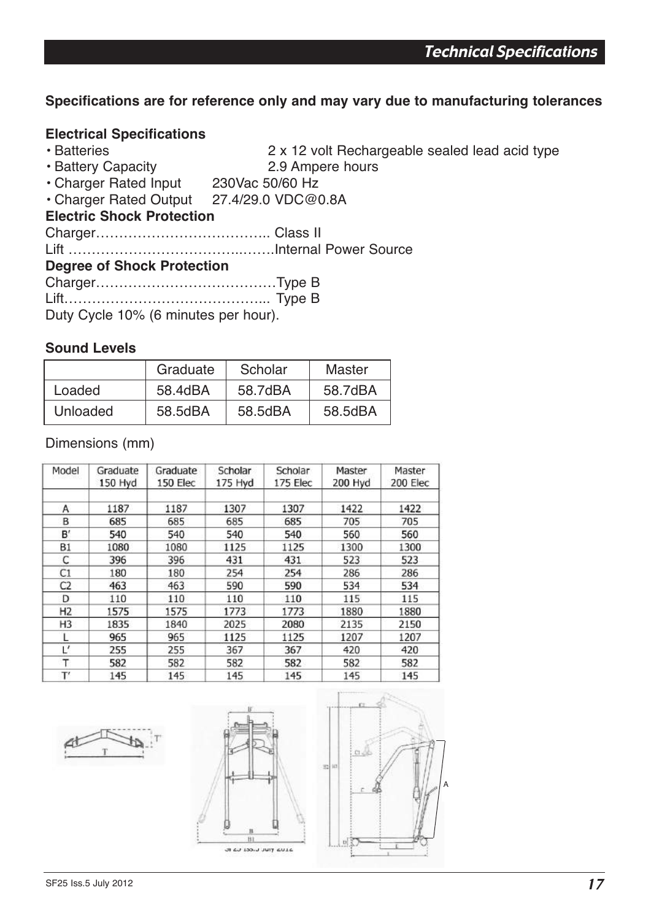## Technical Specifications

**Specifications are for reference only and may vary due to manufacturing tolerances**

**Electrical Specifications**

- Batteries 2 x 12 volt Rechargeable sealed lead acid type
- Battery Capacity 2.9 Ampere hours
- Charger Rated Input 230Vac 50/60 Hz
- Charger Rated Output 27.4/29.0 VDC@0.8A

**Electric Shock Protection**

Charger……………………………….. Class II

Lift ………………………………..…….Internal Power Source

**Degree of Shock Protection**

Charger…………………………………Type B

Lift…………………………………….. Type B

Duty Cycle 10% (6 minutes per hour).

**Sound Levels**

| | Graduate | Scholar | Master |
|---|---|---|---|
| Loaded | 58.4dBA | 58.7dBA | 58.7dBA |
| Unloaded | 58.5dBA | 58.5dBA | 58.5dBA |

Dimensions (mm)

| Model | Graduate 150 Hyd | Graduate 150 Elec | Scholar 175 Hyd | Scholar 175 Elec | Master 200 Hyd | Master 200 Elec |
|---|---|---|---|---|---|---|
| A | 1187 | 1187 | 1307 | 1307 | 1422 | 1422 |
| B | 685 | 685 | 685 | 685 | 705 | 705 |
| B′ | 540 | 540 | 540 | 540 | 560 | 560 |
| B1 | 1080 | 1080 | 1125 | 1125 | 1300 | 1300 |
| C | 396 | 396 | 431 | 431 | 523 | 523 |
| C1 | 180 | 180 | 254 | 254 | 286 | 286 |
| C2 | 463 | 463 | 590 | 590 | 534 | 534 |
| D | 110 | 110 | 110 | 110 | 115 | 115 |
| H2 | 1575 | 1575 | 1773 | 1773 | 1880 | 1880 |
| H3 | 1835 | 1840 | 2025 | 2080 | 2135 | 2150 |
| L | 965 | 965 | 1125 | 1125 | 1207 | 1207 |
| L′ | 255 | 255 | 367 | 367 | 420 | 420 |
| T | 582 | 582 | 582 | 582 | 582 | 582 |
| T′ | 145 | 145 | 145 | 145 | 145 | 145 |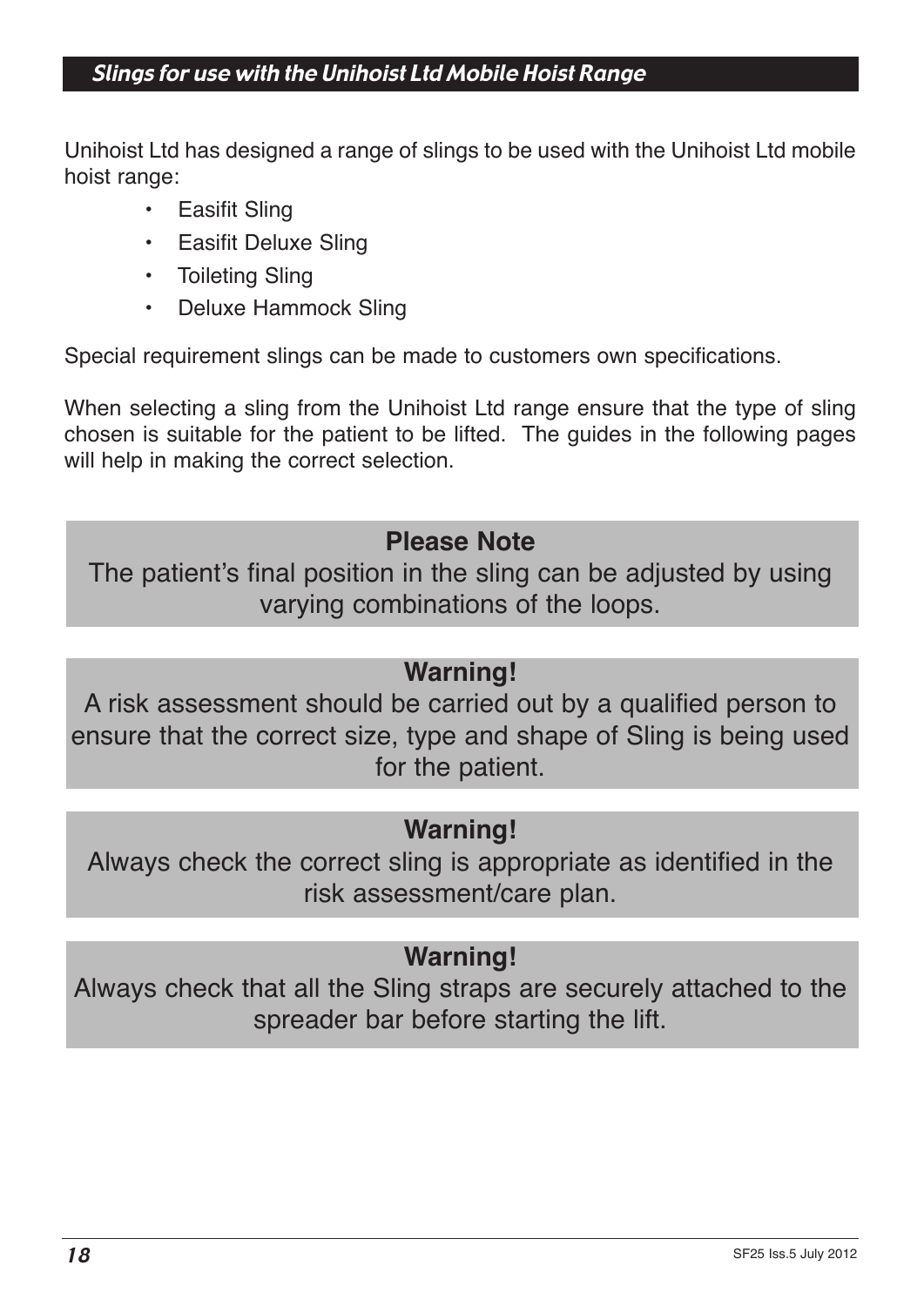## *Slings for use with the Unihoist Ltd Mobile Hoist Range*

Unihoist Ltd has designed a range of slings to be used with the Unihoist Ltd mobile hoist range:

- Easifit Sling
- Easifit Deluxe Sling
- Toileting Sling
- Deluxe Hammock Sling

Special requirement slings can be made to customers own specifications.

When selecting a sling from the Unihoist Ltd range ensure that the type of sling chosen is suitable for the patient to be lifted. The guides in the following pages will help in making the correct selection.

**Please Note**

The patient's final position in the sling can be adjusted by using varying combinations of the loops.

**Warning!**

A risk assessment should be carried out by a qualified person to ensure that the correct size, type and shape of Sling is being used for the patient.

**Warning!**

Always check the correct sling is appropriate as identified in the risk assessment/care plan.

**Warning!**

Always check that all the Sling straps are securely attached to the spreader bar before starting the lift.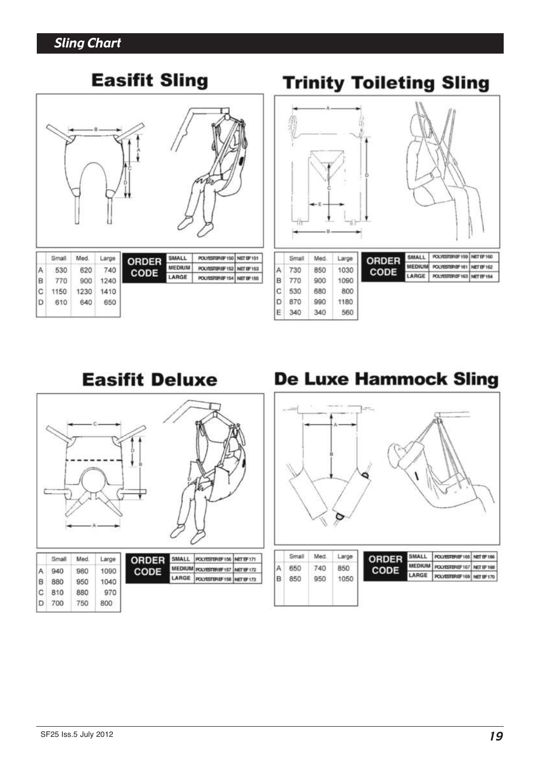## Sling Chart

### Easifit Sling

| | Small | Med. | Large |
|---|---|---|---|
| A | 530 | 620 | 740 |
| B | 770 | 900 | 1240 |
| C | 1150 | 1230 | 1410 |
| D | 610 | 640 | 650 |

| ORDER CODE | | |
|---|---|---|
| SMALL | POLYESTER EF 150 | NET EF 151 |
| MEDIUM | POLYESTER EF 152 | NET EF 153 |
| LARGE | POLYESTER EF 154 | NET EF 155 |

### Trinity Toileting Sling

| | Small | Med. | Large |
|---|---|---|---|
| A | 730 | 850 | 1030 |
| B | 770 | 900 | 1090 |
| C | 530 | 680 | 800 |
| D | 870 | 990 | 1180 |
| E | 340 | 340 | 560 |

| ORDER CODE | | |
|---|---|---|
| SMALL | POLYESTER EF 159 | NET EF 160 |
| MEDIUM | POLYESTER EF 161 | NET EF 162 |
| LARGE | POLYESTER EF 163 | NET EF 164 |

### Easifit Deluxe

| | Small | Med. | Large |
|---|---|---|---|
| A | 940 | 980 | 1090 |
| B | 880 | 950 | 1040 |
| C | 810 | 880 | 970 |
| D | 700 | 750 | 800 |

| ORDER CODE | | |
|---|---|---|
| SMALL | POLYESTER EF 156 | NET EF 171 |
| MEDIUM | POLYESTER EF 157 | NET EF 172 |
| LARGE | POLYESTER EF 158 | NET EF 173 |

### De Luxe Hammock Sling

| | Small | Med. | Large |
|---|---|---|---|
| A | 650 | 740 | 850 |
| B | 850 | 950 | 1050 |

| ORDER CODE | | |
|---|---|---|
| SMALL | POLYESTER EF 165 | NET EF 166 |
| MEDIUM | POLYESTER EF 167 | NET EF 168 |
| LARGE | POLYESTER EF 169 | NET EF 170 |

SF25 Iss.5 July 2012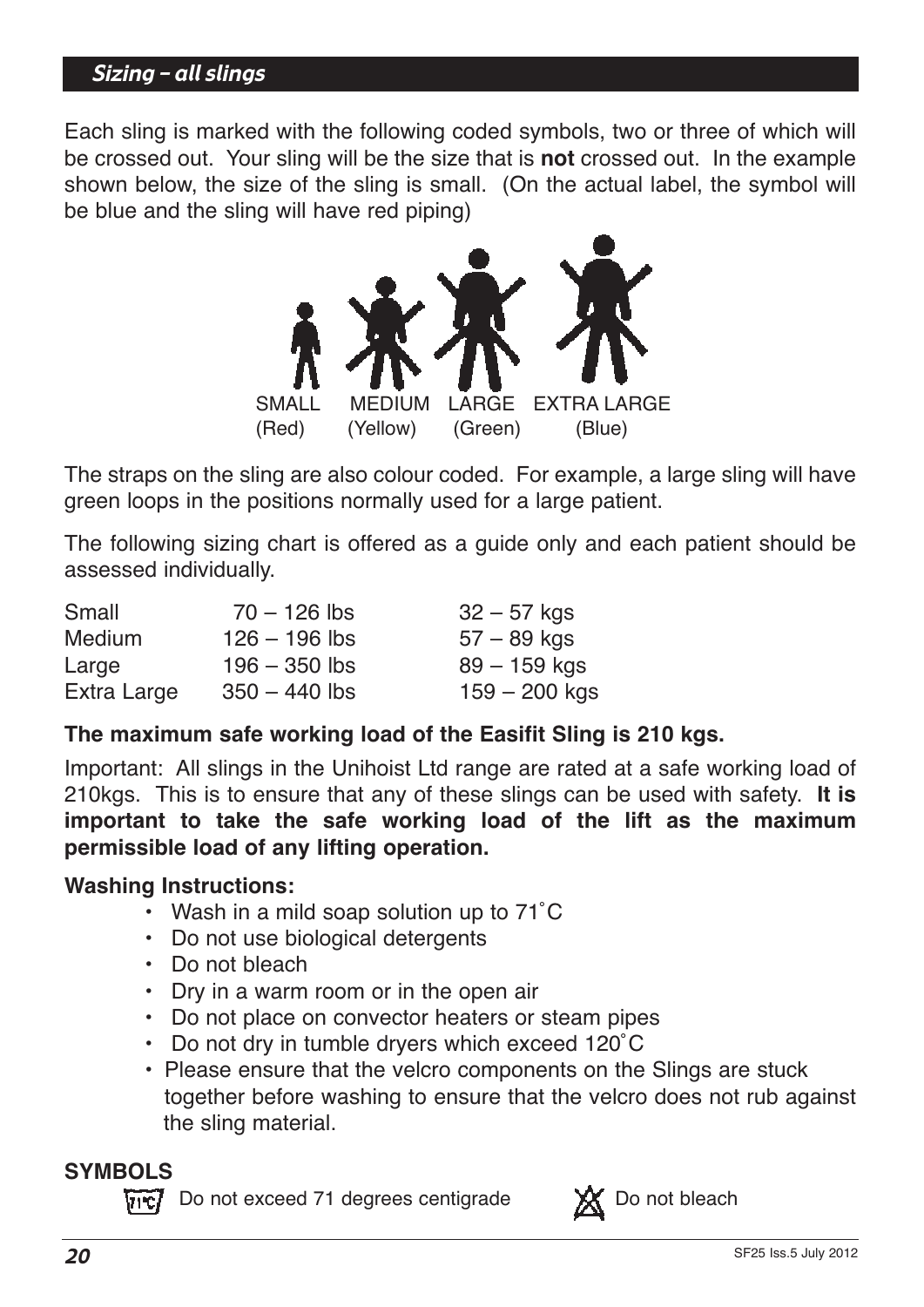## *Sizing – all slings*

Each sling is marked with the following coded symbols, two or three of which will be crossed out. Your sling will be the size that is **not** crossed out. In the example shown below, the size of the sling is small. (On the actual label, the symbol will be blue and the sling will have red piping)

SMALL (Red) MEDIUM (Yellow) LARGE (Green) EXTRA LARGE (Blue)

The straps on the sling are also colour coded. For example, a large sling will have green loops in the positions normally used for a large patient.

The following sizing chart is offered as a guide only and each patient should be assessed individually.

| | | |
|---|---|---|
| Small | 70 – 126 lbs | 32 – 57 kgs |
| Medium | 126 – 196 lbs | 57 – 89 kgs |
| Large | 196 – 350 lbs | 89 – 159 kgs |
| Extra Large | 350 – 440 lbs | 159 – 200 kgs |

**The maximum safe working load of the Easifit Sling is 210 kgs.**

Important: All slings in the Unihoist Ltd range are rated at a safe working load of 210kgs. This is to ensure that any of these slings can be used with safety. **It is important to take the safe working load of the lift as the maximum permissible load of any lifting operation.**

**Washing Instructions:**

- Wash in a mild soap solution up to 71˚C
- Do not use biological detergents
- Do not bleach
- Dry in a warm room or in the open air
- Do not place on convector heaters or steam pipes
- Do not dry in tumble dryers which exceed 120˚C
- Please ensure that the velcro components on the Slings are stuck together before washing to ensure that the velcro does not rub against the sling material.

**SYMBOLS**

71°C Do not exceed 71 degrees centigrade

Do not bleach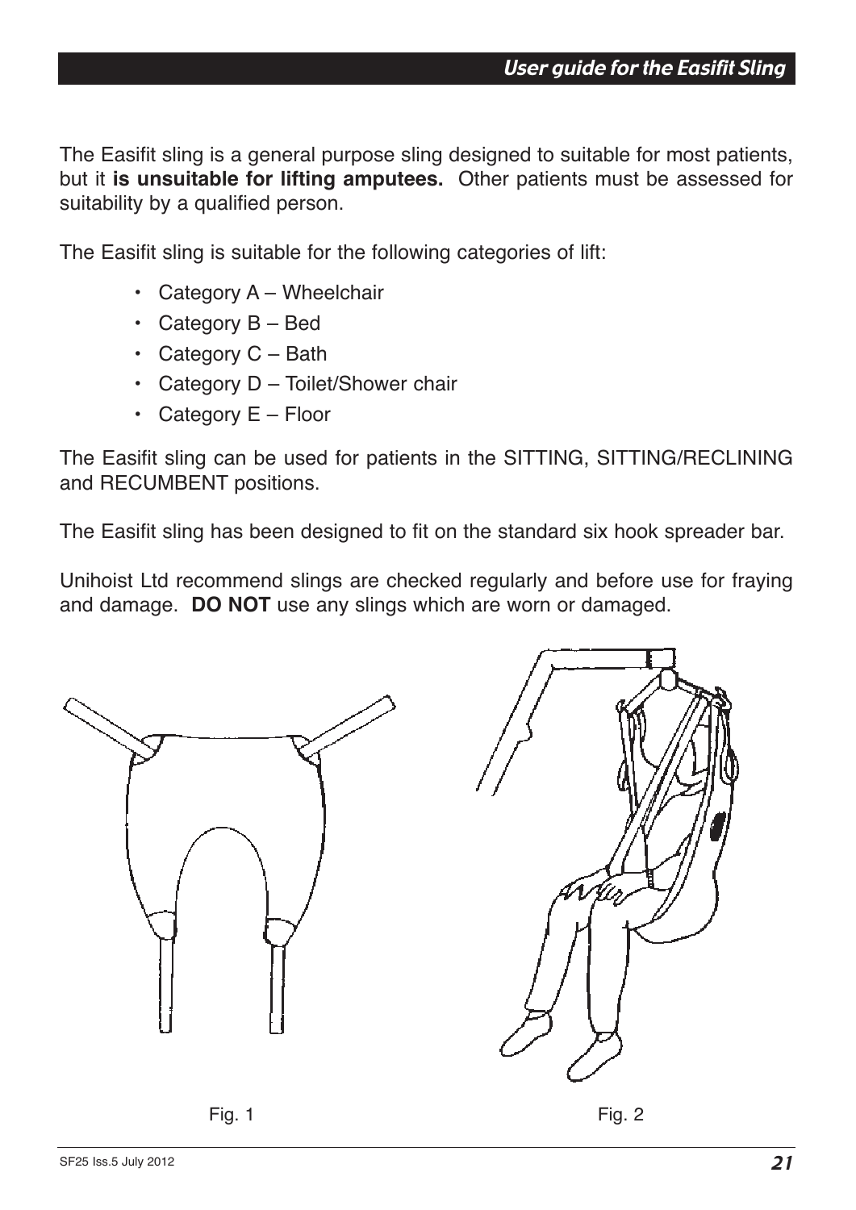The Easifit sling is a general purpose sling designed to suitable for most patients, but it **is unsuitable for lifting amputees.** Other patients must be assessed for suitability by a qualified person.

The Easifit sling is suitable for the following categories of lift:

- Category A – Wheelchair
- Category B – Bed
- Category C – Bath
- Category D – Toilet/Shower chair
- Category E – Floor

The Easifit sling can be used for patients in the SITTING, SITTING/RECLINING and RECUMBENT positions.

The Easifit sling has been designed to fit on the standard six hook spreader bar.

Unihoist Ltd recommend slings are checked regularly and before use for fraying and damage. **DO NOT** use any slings which are worn or damaged.

Fig. 1

Fig. 2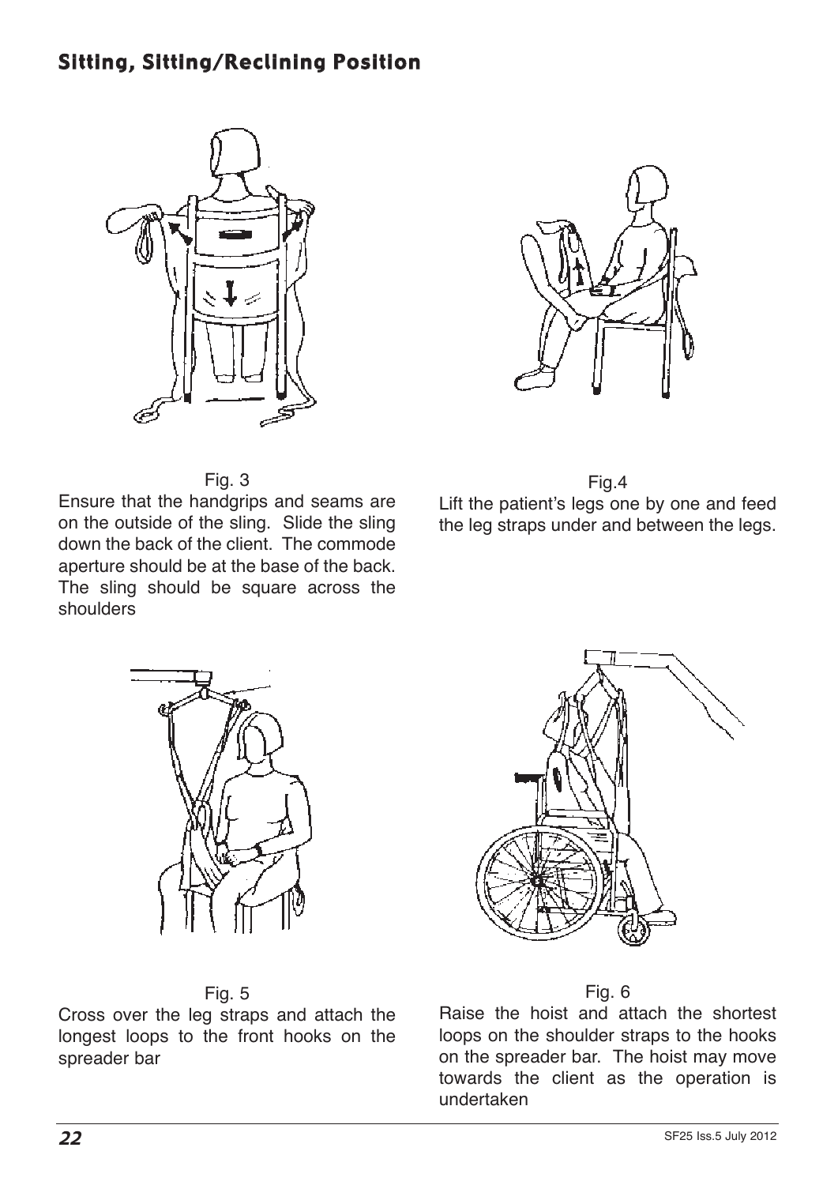## Sitting, Sitting/Reclining Position

Fig. 3

Ensure that the handgrips and seams are on the outside of the sling. Slide the sling down the back of the client. The commode aperture should be at the base of the back. The sling should be square across the shoulders

Fig.4

Lift the patient's legs one by one and feed the leg straps under and between the legs.

Fig. 5

Cross over the leg straps and attach the longest loops to the front hooks on the spreader bar

Fig. 6

Raise the hoist and attach the shortest loops on the shoulder straps to the hooks on the spreader bar. The hoist may move towards the client as the operation is undertaken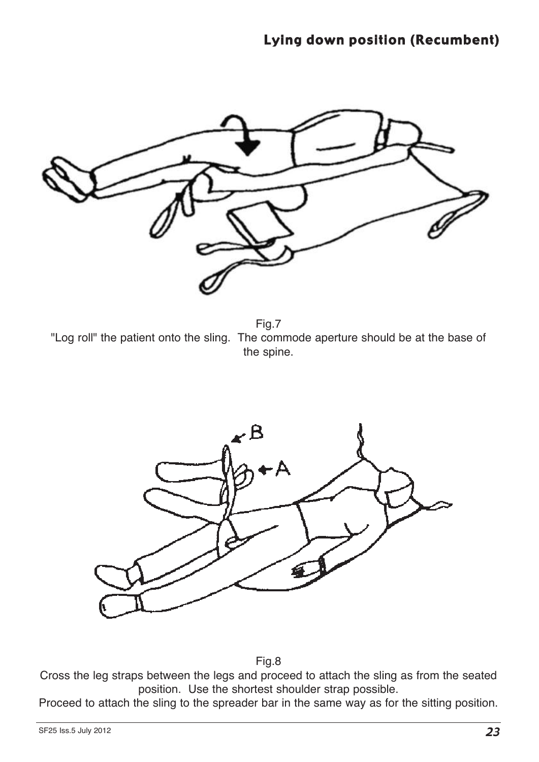## Lying down position (Recumbent)

Fig.7
"Log roll" the patient onto the sling. The commode aperture should be at the base of the spine.

Fig.8
Cross the leg straps between the legs and proceed to attach the sling as from the seated position. Use the shortest shoulder strap possible.
Proceed to attach the sling to the spreader bar in the same way as for the sitting position.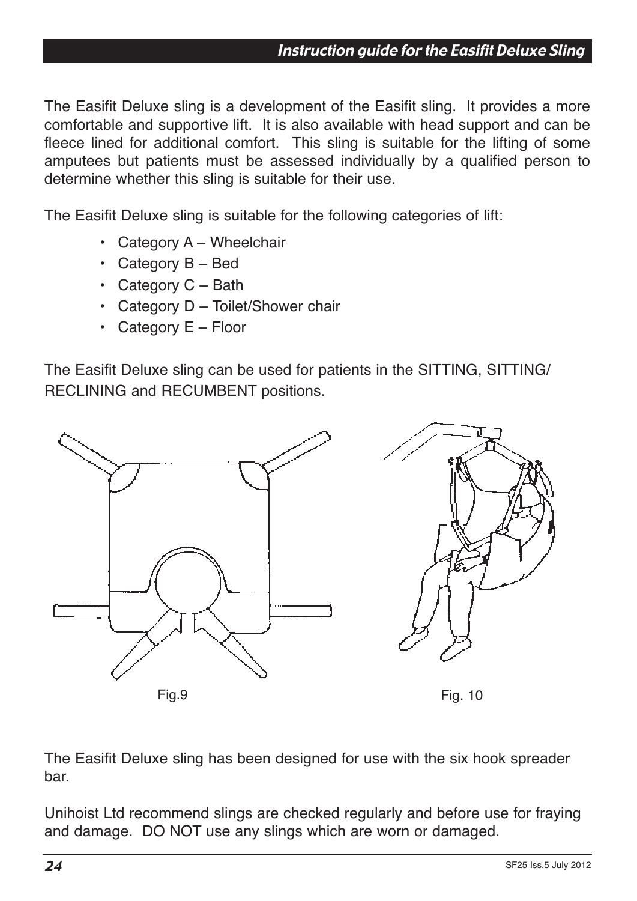## Instruction guide for the Easifit Deluxe Sling

The Easifit Deluxe sling is a development of the Easifit sling. It provides a more comfortable and supportive lift. It is also available with head support and can be fleece lined for additional comfort. This sling is suitable for the lifting of some amputees but patients must be assessed individually by a qualified person to determine whether this sling is suitable for their use.

The Easifit Deluxe sling is suitable for the following categories of lift:

- Category A – Wheelchair
- Category B – Bed
- Category C – Bath
- Category D – Toilet/Shower chair
- Category E – Floor

The Easifit Deluxe sling can be used for patients in the SITTING, SITTING/RECLINING and RECUMBENT positions.

Fig.9

Fig. 10

The Easifit Deluxe sling has been designed for use with the six hook spreader bar.

Unihoist Ltd recommend slings are checked regularly and before use for fraying and damage. DO NOT use any slings which are worn or damaged.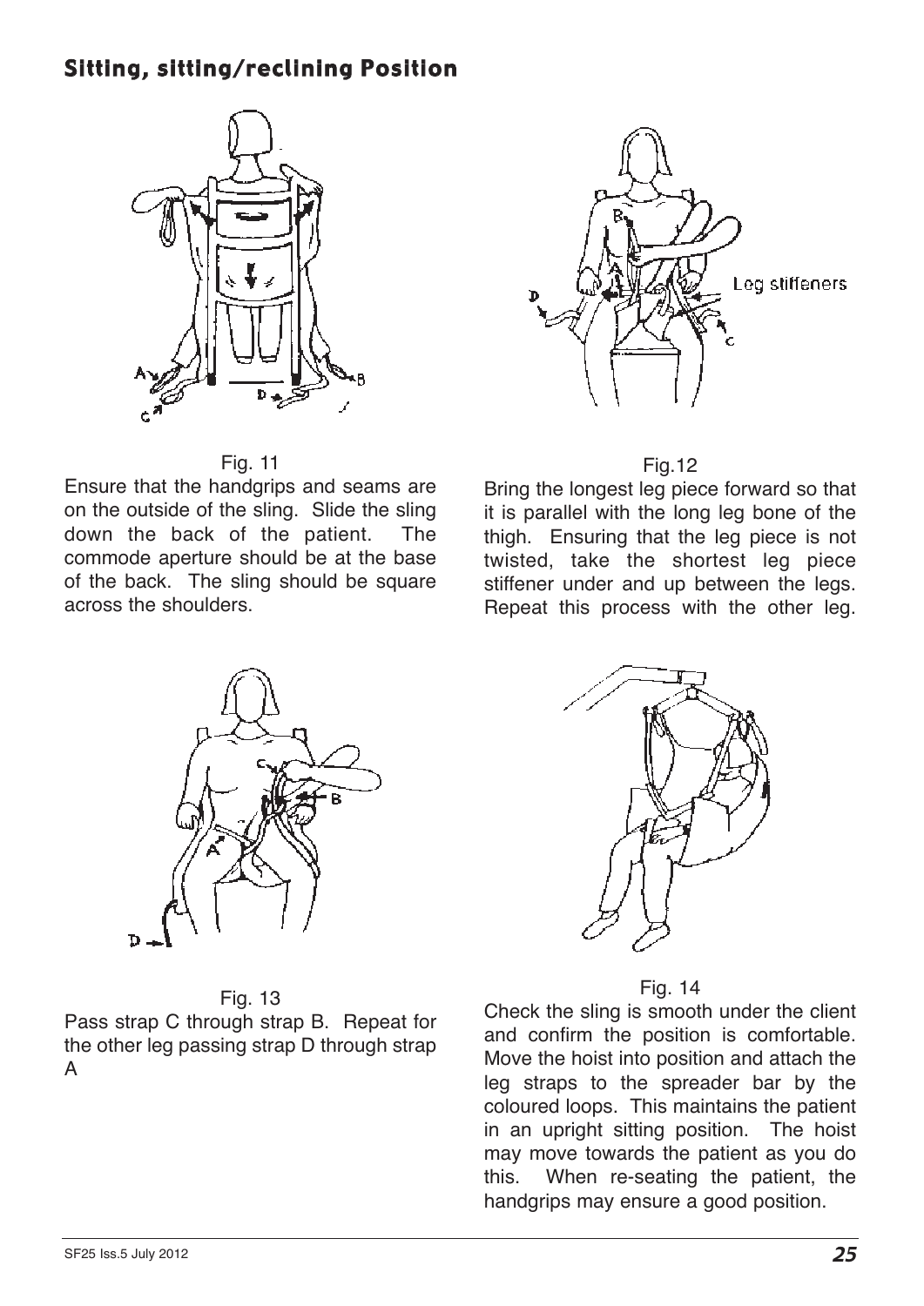## Sitting, sitting/reclining Position

Fig. 11

Ensure that the handgrips and seams are on the outside of the sling. Slide the sling down the back of the patient. The commode aperture should be at the base of the back. The sling should be square across the shoulders.

Fig.12

Bring the longest leg piece forward so that it is parallel with the long leg bone of the thigh. Ensuring that the leg piece is not twisted, take the shortest leg piece stiffener under and up between the legs. Repeat this process with the other leg.

Fig. 13

Pass strap C through strap B. Repeat for the other leg passing strap D through strap A

Fig. 14

Check the sling is smooth under the client and confirm the position is comfortable. Move the hoist into position and attach the leg straps to the spreader bar by the coloured loops. This maintains the patient in an upright sitting position. The hoist may move towards the patient as you do this. When re-seating the patient, the handgrips may ensure a good position.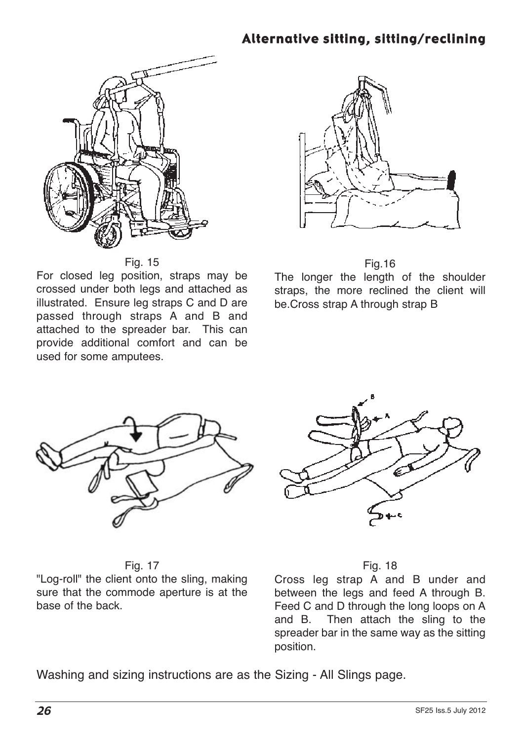## Alternative sitting, sitting/reclining

Fig. 15

For closed leg position, straps may be crossed under both legs and attached as illustrated. Ensure leg straps C and D are passed through straps A and B and attached to the spreader bar. This can provide additional comfort and can be used for some amputees.

Fig.16

The longer the length of the shoulder straps, the more reclined the client will be.Cross strap A through strap B

Fig. 17

"Log-roll" the client onto the sling, making sure that the commode aperture is at the base of the back.

Fig. 18

Cross leg strap A and B under and between the legs and feed A through B. Feed C and D through the long loops on A and B. Then attach the sling to the spreader bar in the same way as the sitting position.

Washing and sizing instructions are as the Sizing - All Slings page.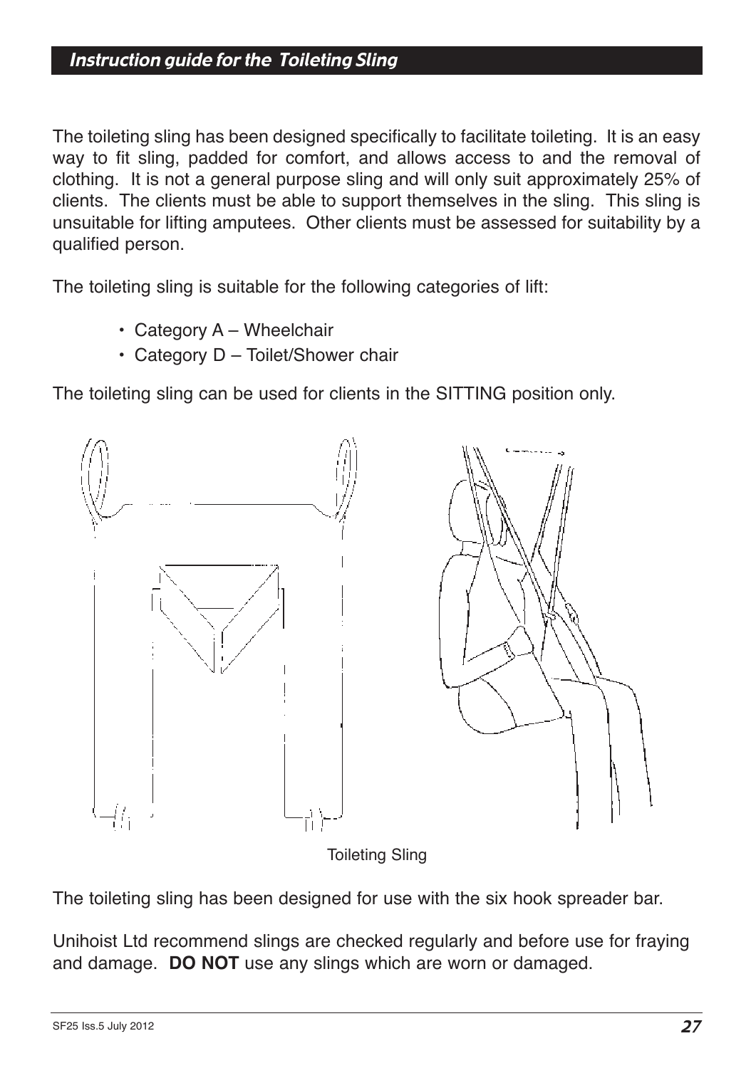## Instruction guide for the Toileting Sling

The toileting sling has been designed specifically to facilitate toileting. It is an easy way to fit sling, padded for comfort, and allows access to and the removal of clothing. It is not a general purpose sling and will only suit approximately 25% of clients. The clients must be able to support themselves in the sling. This sling is unsuitable for lifting amputees. Other clients must be assessed for suitability by a qualified person.

The toileting sling is suitable for the following categories of lift:

- Category A – Wheelchair
- Category D – Toilet/Shower chair

The toileting sling can be used for clients in the SITTING position only.

Toileting Sling

The toileting sling has been designed for use with the six hook spreader bar.

Unihoist Ltd recommend slings are checked regularly and before use for fraying and damage. **DO NOT** use any slings which are worn or damaged.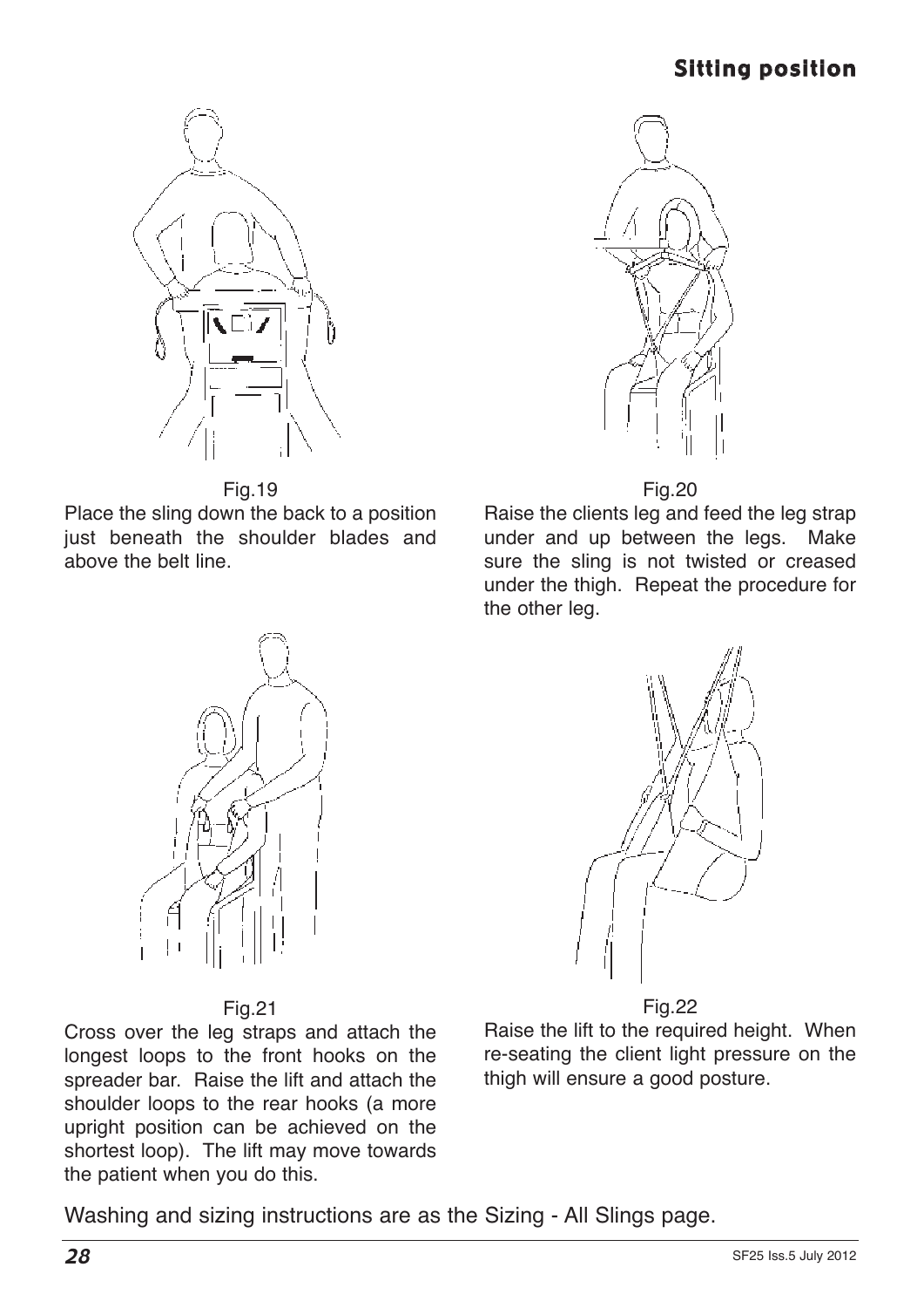## Sitting position

Fig.19

Place the sling down the back to a position just beneath the shoulder blades and above the belt line.

Fig.20

Raise the clients leg and feed the leg strap under and up between the legs. Make sure the sling is not twisted or creased under the thigh. Repeat the procedure for the other leg.

Fig.21

Cross over the leg straps and attach the longest loops to the front hooks on the spreader bar. Raise the lift and attach the shoulder loops to the rear hooks (a more upright position can be achieved on the shortest loop). The lift may move towards the patient when you do this.

Fig.22

Raise the lift to the required height. When re-seating the client light pressure on the thigh will ensure a good posture.

Washing and sizing instructions are as the Sizing - All Slings page.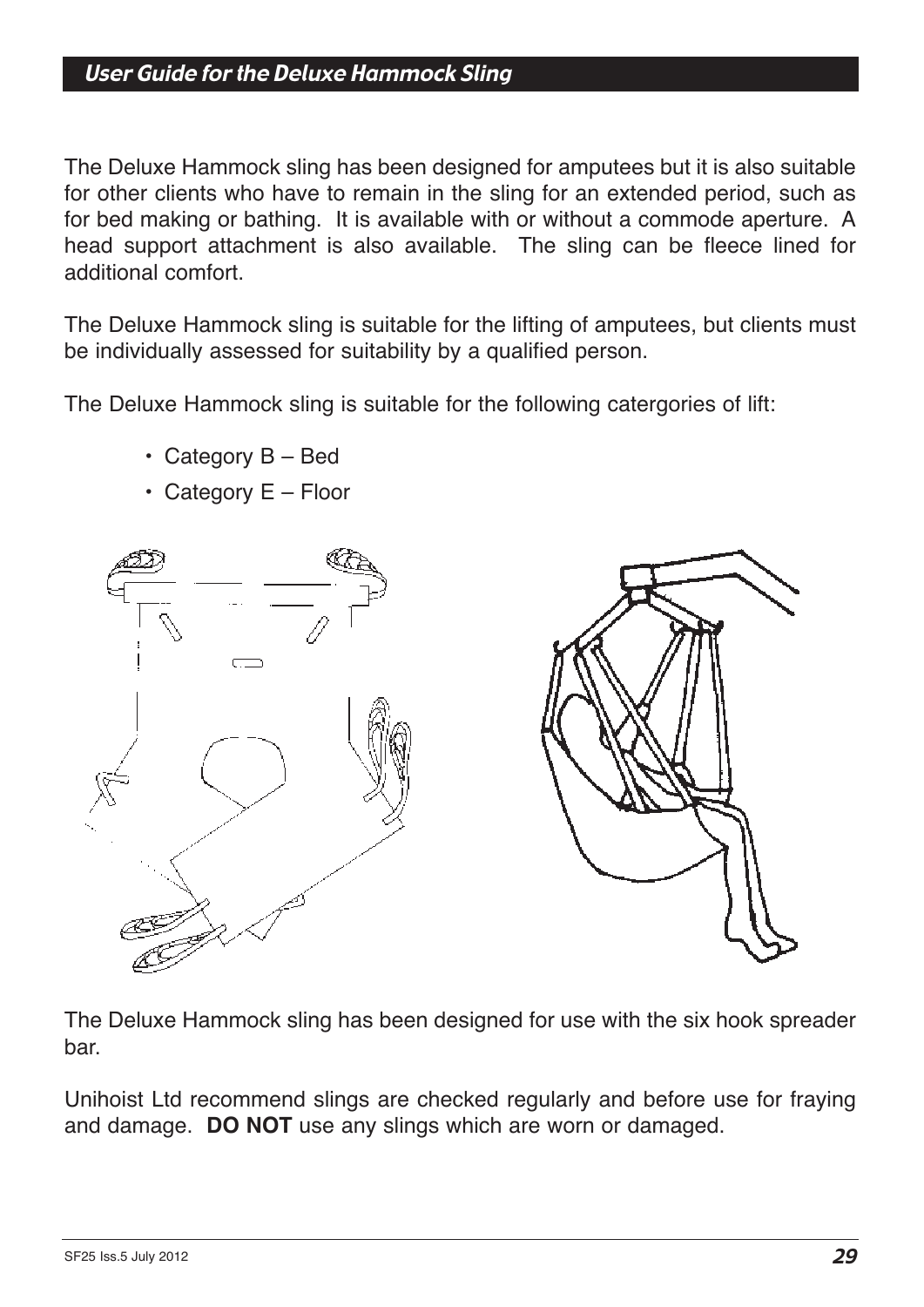## User Guide for the Deluxe Hammock Sling

The Deluxe Hammock sling has been designed for amputees but it is also suitable for other clients who have to remain in the sling for an extended period, such as for bed making or bathing. It is available with or without a commode aperture. A head support attachment is also available. The sling can be fleece lined for additional comfort.

The Deluxe Hammock sling is suitable for the lifting of amputees, but clients must be individually assessed for suitability by a qualified person.

The Deluxe Hammock sling is suitable for the following catergories of lift:

- Category B – Bed
- Category E – Floor

The Deluxe Hammock sling has been designed for use with the six hook spreader bar.

Unihoist Ltd recommend slings are checked regularly and before use for fraying and damage. **DO NOT** use any slings which are worn or damaged.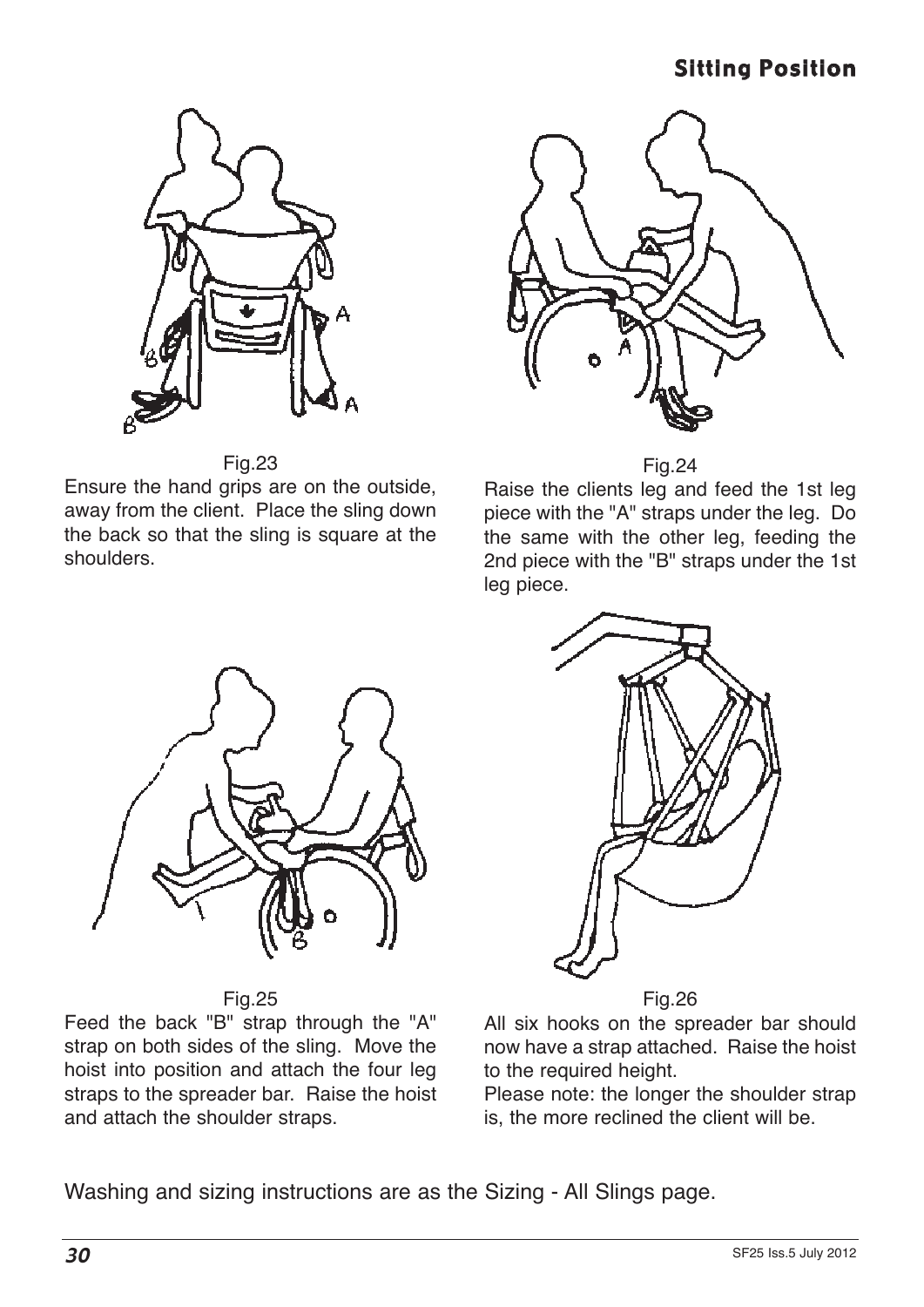## Sitting Position

Fig.23

Ensure the hand grips are on the outside, away from the client. Place the sling down the back so that the sling is square at the shoulders.

Fig.24

Raise the clients leg and feed the 1st leg piece with the "A" straps under the leg. Do the same with the other leg, feeding the 2nd piece with the "B" straps under the 1st leg piece.

Fig.25

Feed the back "B" strap through the "A" strap on both sides of the sling. Move the hoist into position and attach the four leg straps to the spreader bar. Raise the hoist and attach the shoulder straps.

Fig.26

All six hooks on the spreader bar should now have a strap attached. Raise the hoist to the required height.

Please note: the longer the shoulder strap is, the more reclined the client will be.

Washing and sizing instructions are as the Sizing - All Slings page.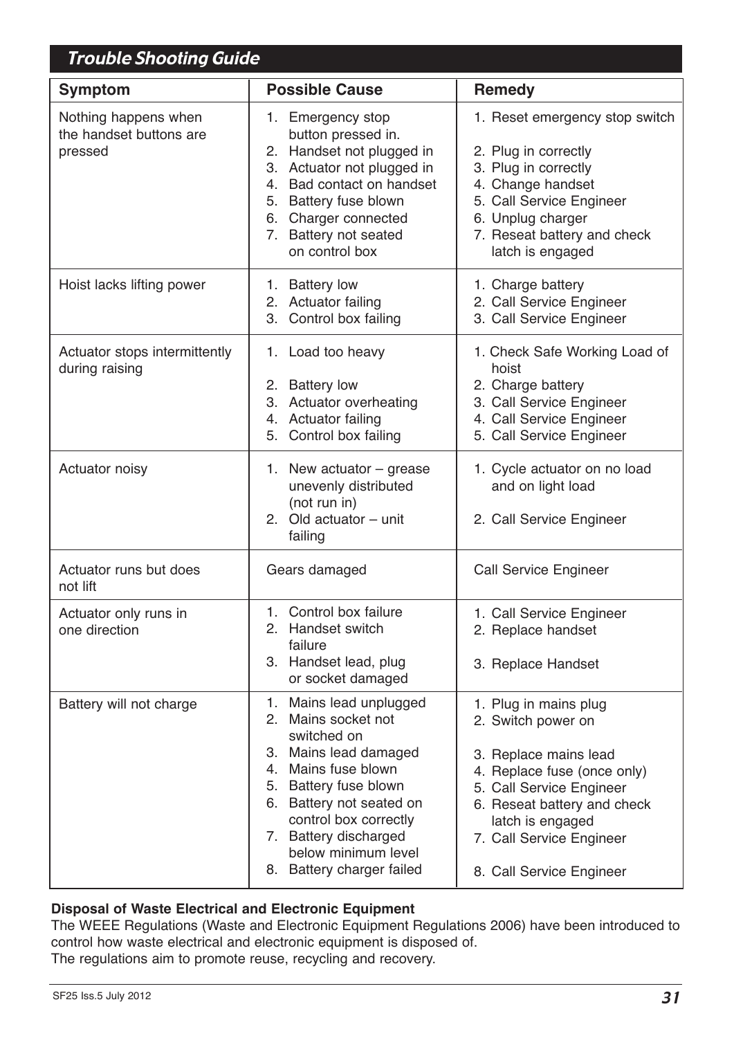## Trouble Shooting Guide

| Symptom | Possible Cause | Remedy |
|---|---|---|
| Nothing happens when the handset buttons are pressed | 1. Emergency stop button pressed in.<br>2. Handset not plugged in<br>3. Actuator not plugged in<br>4. Bad contact on handset<br>5. Battery fuse blown<br>6. Charger connected<br>7. Battery not seated on control box | 1. Reset emergency stop switch<br>2. Plug in correctly<br>3. Plug in correctly<br>4. Change handset<br>5. Call Service Engineer<br>6. Unplug charger<br>7. Reseat battery and check latch is engaged |
| Hoist lacks lifting power | 1. Battery low<br>2. Actuator failing<br>3. Control box failing | 1. Charge battery<br>2. Call Service Engineer<br>3. Call Service Engineer |
| Actuator stops intermittently during raising | 1. Load too heavy<br>2. Battery low<br>3. Actuator overheating<br>4. Actuator failing<br>5. Control box failing | 1. Check Safe Working Load of hoist<br>2. Charge battery<br>3. Call Service Engineer<br>4. Call Service Engineer<br>5. Call Service Engineer |
| Actuator noisy | 1. New actuator – grease unevenly distributed (not run in)<br>2. Old actuator – unit failing | 1. Cycle actuator on no load and on light load<br>2. Call Service Engineer |
| Actuator runs but does not lift | Gears damaged | Call Service Engineer |
| Actuator only runs in one direction | 1. Control box failure<br>2. Handset switch failure<br>3. Handset lead, plug or socket damaged | 1. Call Service Engineer<br>2. Replace handset<br>3. Replace Handset |
| Battery will not charge | 1. Mains lead unplugged<br>2. Mains socket not switched on<br>3. Mains lead damaged<br>4. Mains fuse blown<br>5. Battery fuse blown<br>6. Battery not seated on control box correctly<br>7. Battery discharged below minimum level<br>8. Battery charger failed | 1. Plug in mains plug<br>2. Switch power on<br>3. Replace mains lead<br>4. Replace fuse (once only)<br>5. Call Service Engineer<br>6. Reseat battery and check latch is engaged<br>7. Call Service Engineer<br>8. Call Service Engineer |

**Disposal of Waste Electrical and Electronic Equipment**

The WEEE Regulations (Waste and Electronic Equipment Regulations 2006) have been introduced to control how waste electrical and electronic equipment is disposed of.
The regulations aim to promote reuse, recycling and recovery.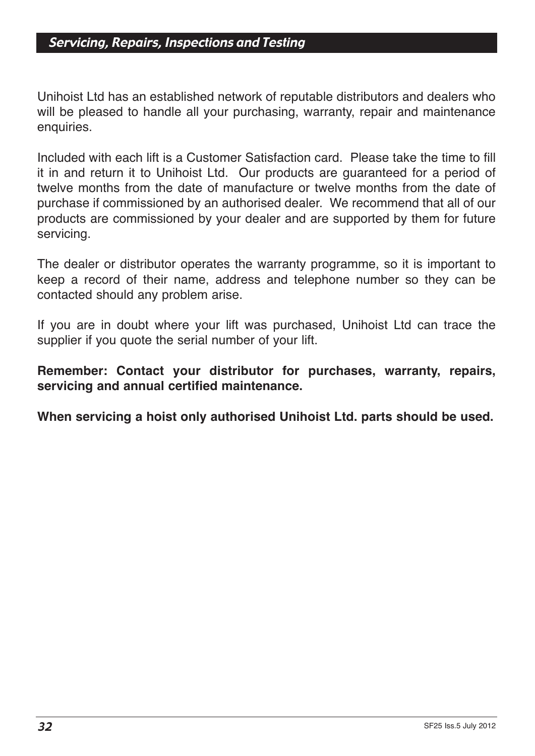## *Servicing, Repairs, Inspections and Testing*

Unihoist Ltd has an established network of reputable distributors and dealers who will be pleased to handle all your purchasing, warranty, repair and maintenance enquiries.

Included with each lift is a Customer Satisfaction card. Please take the time to fill it in and return it to Unihoist Ltd. Our products are guaranteed for a period of twelve months from the date of manufacture or twelve months from the date of purchase if commissioned by an authorised dealer. We recommend that all of our products are commissioned by your dealer and are supported by them for future servicing.

The dealer or distributor operates the warranty programme, so it is important to keep a record of their name, address and telephone number so they can be contacted should any problem arise.

If you are in doubt where your lift was purchased, Unihoist Ltd can trace the supplier if you quote the serial number of your lift.

**Remember: Contact your distributor for purchases, warranty, repairs, servicing and annual certified maintenance.**

**When servicing a hoist only authorised Unihoist Ltd. parts should be used.**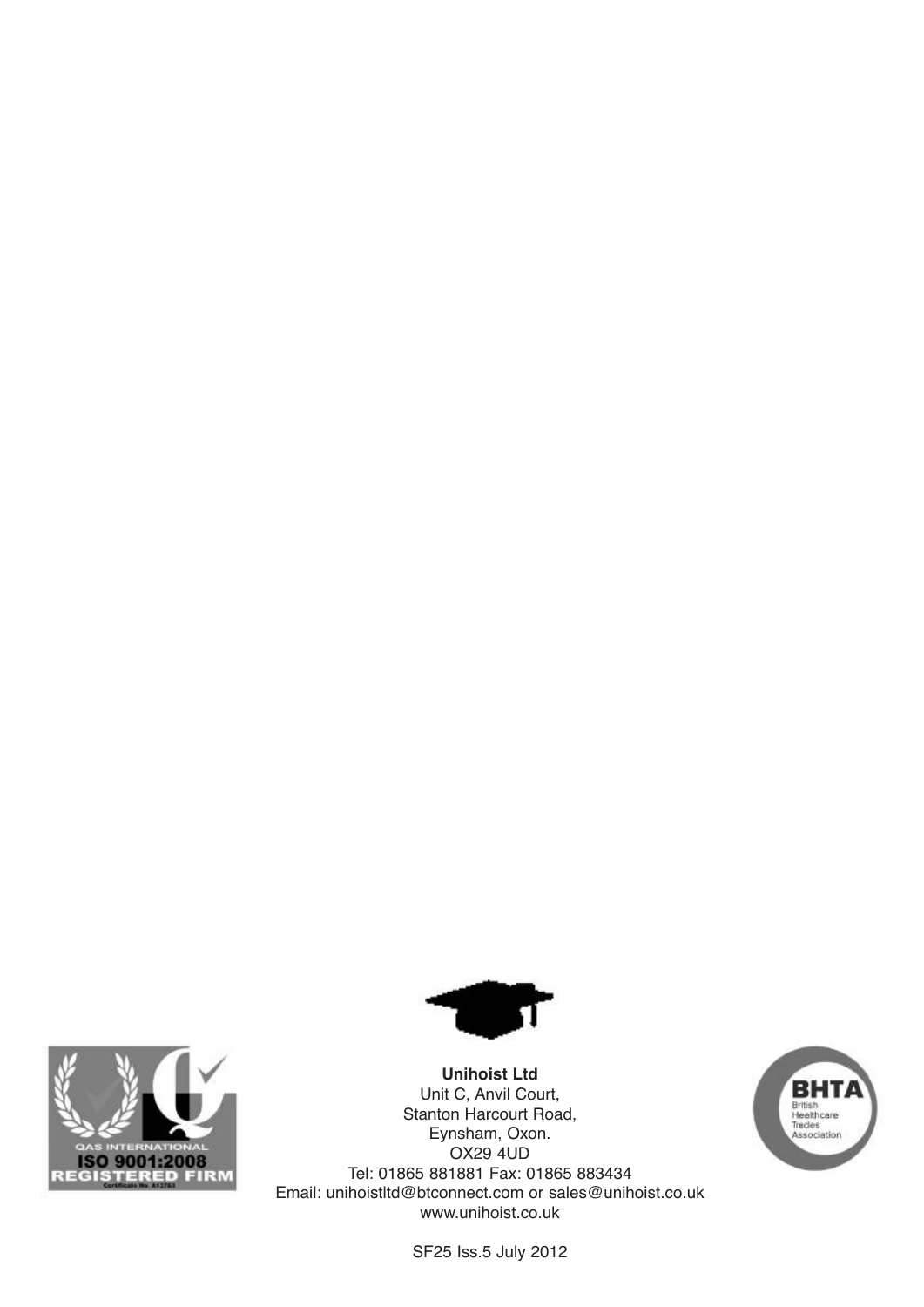**Unihoist Ltd**

Unit C, Anvil Court,
Stanton Harcourt Road,
Eynsham, Oxon.
OX29 4UD

Tel: 01865 881881 Fax: 01865 883434
Email: unihoistltd@btconnect.com or sales@unihoist.co.uk
www.unihoist.co.uk

SF25 Iss.5 July 2012